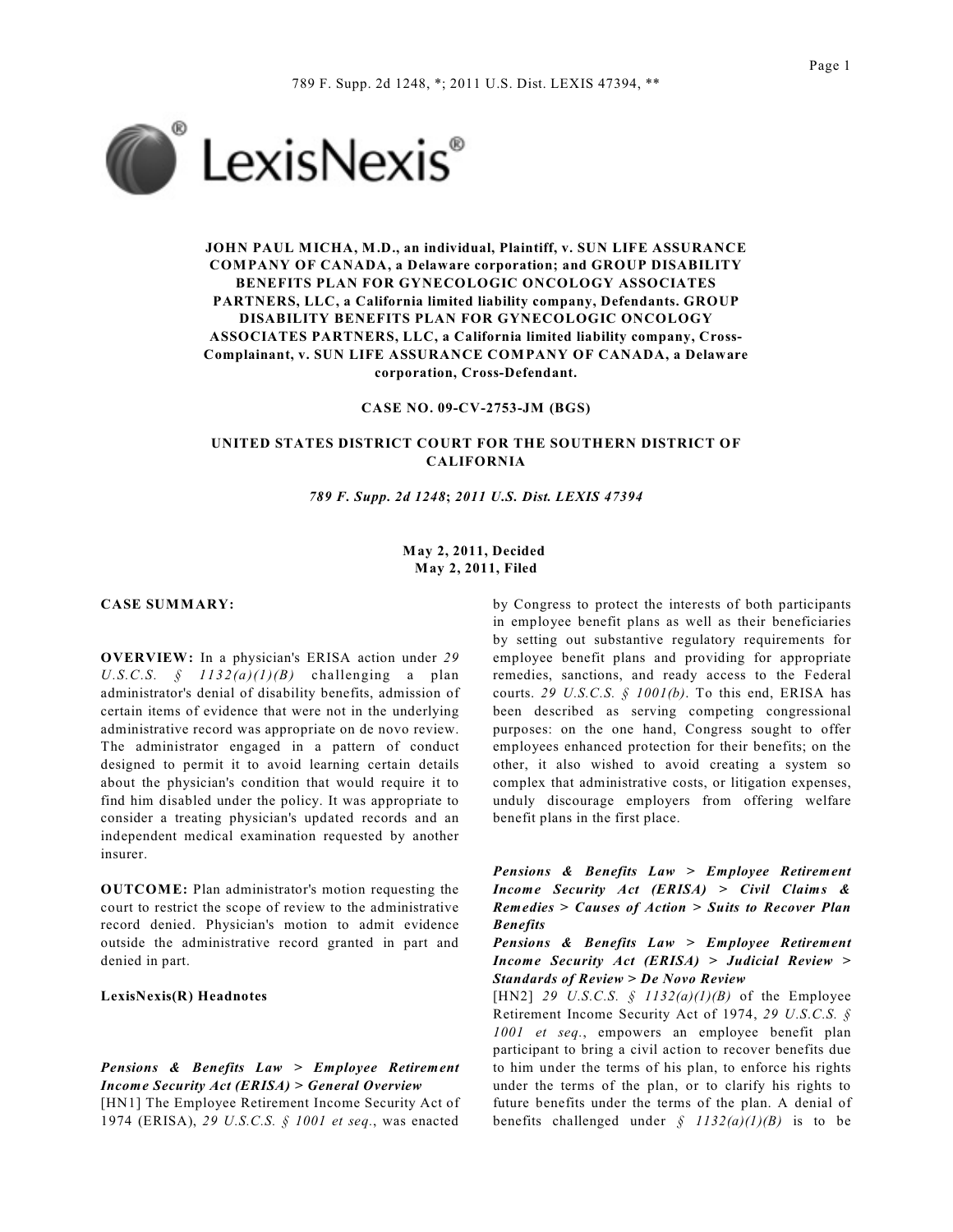**JOHN PAUL MICHA, M.D., an individual, Plaintiff, v. SUN LIFE ASSURANCE COMPANY OF CANADA, a Delaware corporation; and GROUP DISABILITY BENEFITS PLAN FOR GYNECOLOGIC ONCOLOGY ASSOCIATES PARTNERS, LLC, a California limited liability company, Defendants. GROUP DISABILITY BENEFITS PLAN FOR GYNECOLOGIC ONCOLOGY ASSOCIATES PARTNERS, LLC, a California limited liability company, Cross-Complainant, v. SUN LIFE ASSURANCE COMPANY OF CANADA, a Delaware corporation, Cross-Defendant.**

**CASE NO. 09-CV-2753-JM (BGS)**

**UNITED STATES DISTRICT COURT FOR THE SOUTHERN DISTRICT OF CALIFORNIA**

*789 F. Supp. 2d 1248*; *2011 U.S. Dist. LEXIS 47394*

**May 2, 2011, Decided**
**May 2, 2011, Filed**

**CASE SUMMARY:**

**OVERVIEW:** In a physician's ERISA action under *29 U.S.C.S. § 1132(a)(1)(B)* challenging a plan administrator's denial of disability benefits, admission of certain items of evidence that were not in the underlying administrative record was appropriate on de novo review. The administrator engaged in a pattern of conduct designed to permit it to avoid learning certain details about the physician's condition that would require it to find him disabled under the policy. It was appropriate to consider a treating physician's updated records and an independent medical examination requested by another insurer.

**OUTCOME:** Plan administrator's motion requesting the court to restrict the scope of review to the administrative record denied. Physician's motion to admit evidence outside the administrative record granted in part and denied in part.

**LexisNexis(R) Headnotes**

***Pensions & Benefits Law > Employee Retirement Income Security Act (ERISA) > General Overview***

[HN1] The Employee Retirement Income Security Act of 1974 (ERISA), *29 U.S.C.S. § 1001 et seq.*, was enacted by Congress to protect the interests of both participants in employee benefit plans as well as their beneficiaries by setting out substantive regulatory requirements for employee benefit plans and providing for appropriate remedies, sanctions, and ready access to the Federal courts. *29 U.S.C.S. § 1001(b)*. To this end, ERISA has been described as serving competing congressional purposes: on the one hand, Congress sought to offer employees enhanced protection for their benefits; on the other, it also wished to avoid creating a system so complex that administrative costs, or litigation expenses, unduly discourage employers from offering welfare benefit plans in the first place.

***Pensions & Benefits Law > Employee Retirement Income Security Act (ERISA) > Civil Claims & Remedies > Causes of Action > Suits to Recover Plan Benefits***

***Pensions & Benefits Law > Employee Retirement Income Security Act (ERISA) > Judicial Review > Standards of Review > De Novo Review***

[HN2] *29 U.S.C.S. § 1132(a)(1)(B)* of the Employee Retirement Income Security Act of 1974, *29 U.S.C.S. § 1001 et seq.*, empowers an employee benefit plan participant to bring a civil action to recover benefits due to him under the terms of his plan, to enforce his rights under the terms of the plan, or to clarify his rights to future benefits under the terms of the plan. A denial of benefits challenged under *§ 1132(a)(1)(B)* is to be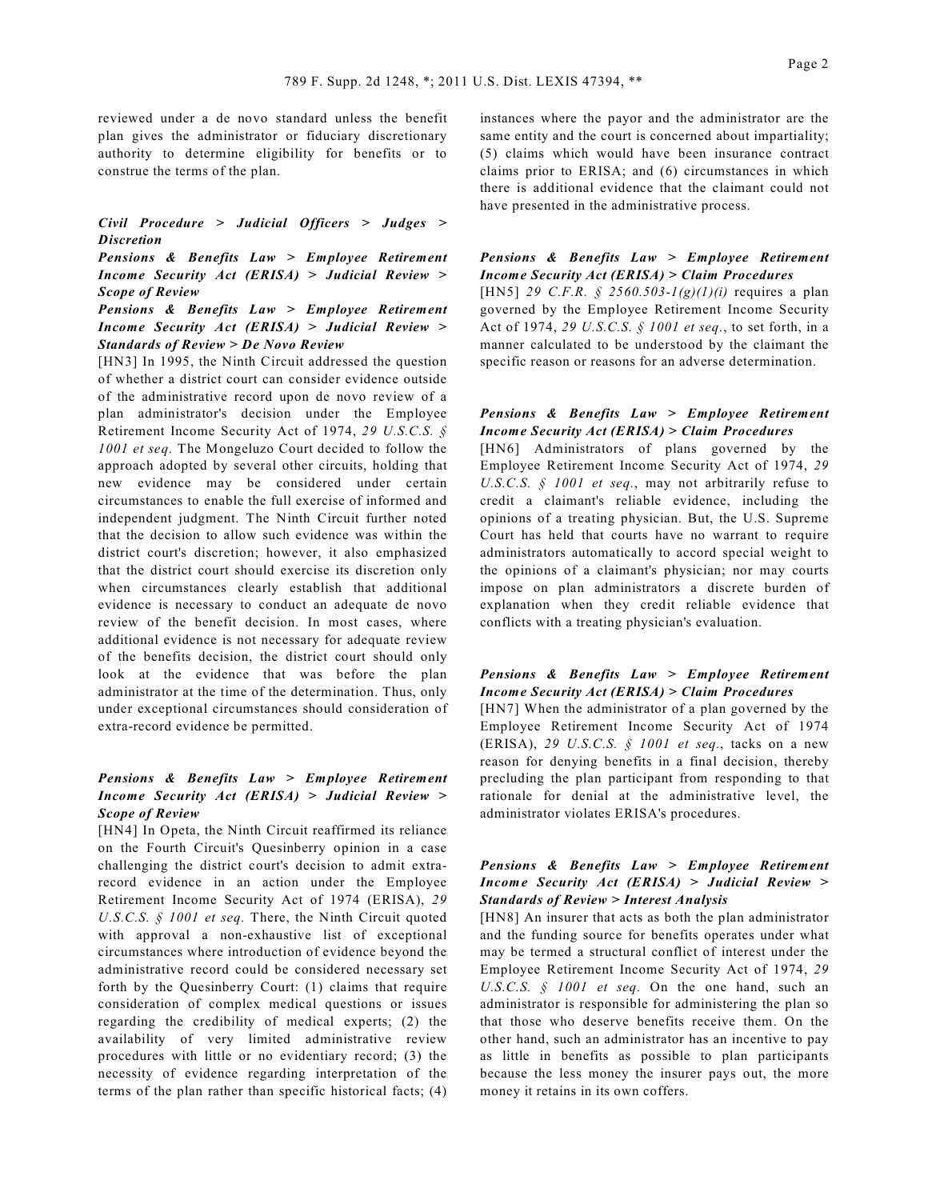reviewed under a de novo standard unless the benefit plan gives the administrator or fiduciary discretionary authority to determine eligibility for benefits or to construe the terms of the plan.

***Civil Procedure > Judicial Officers > Judges > Discretion***

***Pensions & Benefits Law > Employee Retirement Income Security Act (ERISA) > Judicial Review > Scope of Review***

***Pensions & Benefits Law > Employee Retirement Income Security Act (ERISA) > Judicial Review > Standards of Review > De Novo Review***

[HN3] In 1995, the Ninth Circuit addressed the question of whether a district court can consider evidence outside of the administrative record upon de novo review of a plan administrator's decision under the Employee Retirement Income Security Act of 1974, *29 U.S.C.S. § 1001 et seq.* The Mongeluzo Court decided to follow the approach adopted by several other circuits, holding that new evidence may be considered under certain circumstances to enable the full exercise of informed and independent judgment. The Ninth Circuit further noted that the decision to allow such evidence was within the district court's discretion; however, it also emphasized that the district court should exercise its discretion only when circumstances clearly establish that additional evidence is necessary to conduct an adequate de novo review of the benefit decision. In most cases, where additional evidence is not necessary for adequate review of the benefits decision, the district court should only look at the evidence that was before the plan administrator at the time of the determination. Thus, only under exceptional circumstances should consideration of extra-record evidence be permitted.

***Pensions & Benefits Law > Employee Retirement Income Security Act (ERISA) > Judicial Review > Scope of Review***

[HN4] In Opeta, the Ninth Circuit reaffirmed its reliance on the Fourth Circuit's Quesinberry opinion in a case challenging the district court's decision to admit extra-record evidence in an action under the Employee Retirement Income Security Act of 1974 (ERISA), *29 U.S.C.S. § 1001 et seq.* There, the Ninth Circuit quoted with approval a non-exhaustive list of exceptional circumstances where introduction of evidence beyond the administrative record could be considered necessary set forth by the Quesinberry Court: (1) claims that require consideration of complex medical questions or issues regarding the credibility of medical experts; (2) the availability of very limited administrative review procedures with little or no evidentiary record; (3) the necessity of evidence regarding interpretation of the terms of the plan rather than specific historical facts; (4) instances where the payor and the administrator are the same entity and the court is concerned about impartiality; (5) claims which would have been insurance contract claims prior to ERISA; and (6) circumstances in which there is additional evidence that the claimant could not have presented in the administrative process.

***Pensions & Benefits Law > Employee Retirement Income Security Act (ERISA) > Claim Procedures***

[HN5] *29 C.F.R. § 2560.503-1(g)(1)(i)* requires a plan governed by the Employee Retirement Income Security Act of 1974, *29 U.S.C.S. § 1001 et seq.*, to set forth, in a manner calculated to be understood by the claimant the specific reason or reasons for an adverse determination.

***Pensions & Benefits Law > Employee Retirement Income Security Act (ERISA) > Claim Procedures***

[HN6] Administrators of plans governed by the Employee Retirement Income Security Act of 1974, *29 U.S.C.S. § 1001 et seq.*, may not arbitrarily refuse to credit a claimant's reliable evidence, including the opinions of a treating physician. But, the U.S. Supreme Court has held that courts have no warrant to require administrators automatically to accord special weight to the opinions of a claimant's physician; nor may courts impose on plan administrators a discrete burden of explanation when they credit reliable evidence that conflicts with a treating physician's evaluation.

***Pensions & Benefits Law > Employee Retirement Income Security Act (ERISA) > Claim Procedures***

[HN7] When the administrator of a plan governed by the Employee Retirement Income Security Act of 1974 (ERISA), *29 U.S.C.S. § 1001 et seq.*, tacks on a new reason for denying benefits in a final decision, thereby precluding the plan participant from responding to that rationale for denial at the administrative level, the administrator violates ERISA's procedures.

***Pensions & Benefits Law > Employee Retirement Income Security Act (ERISA) > Judicial Review > Standards of Review > Interest Analysis***

[HN8] An insurer that acts as both the plan administrator and the funding source for benefits operates under what may be termed a structural conflict of interest under the Employee Retirement Income Security Act of 1974, *29 U.S.C.S. § 1001 et seq.* On the one hand, such an administrator is responsible for administering the plan so that those who deserve benefits receive them. On the other hand, such an administrator has an incentive to pay as little in benefits as possible to plan participants because the less money the insurer pays out, the more money it retains in its own coffers.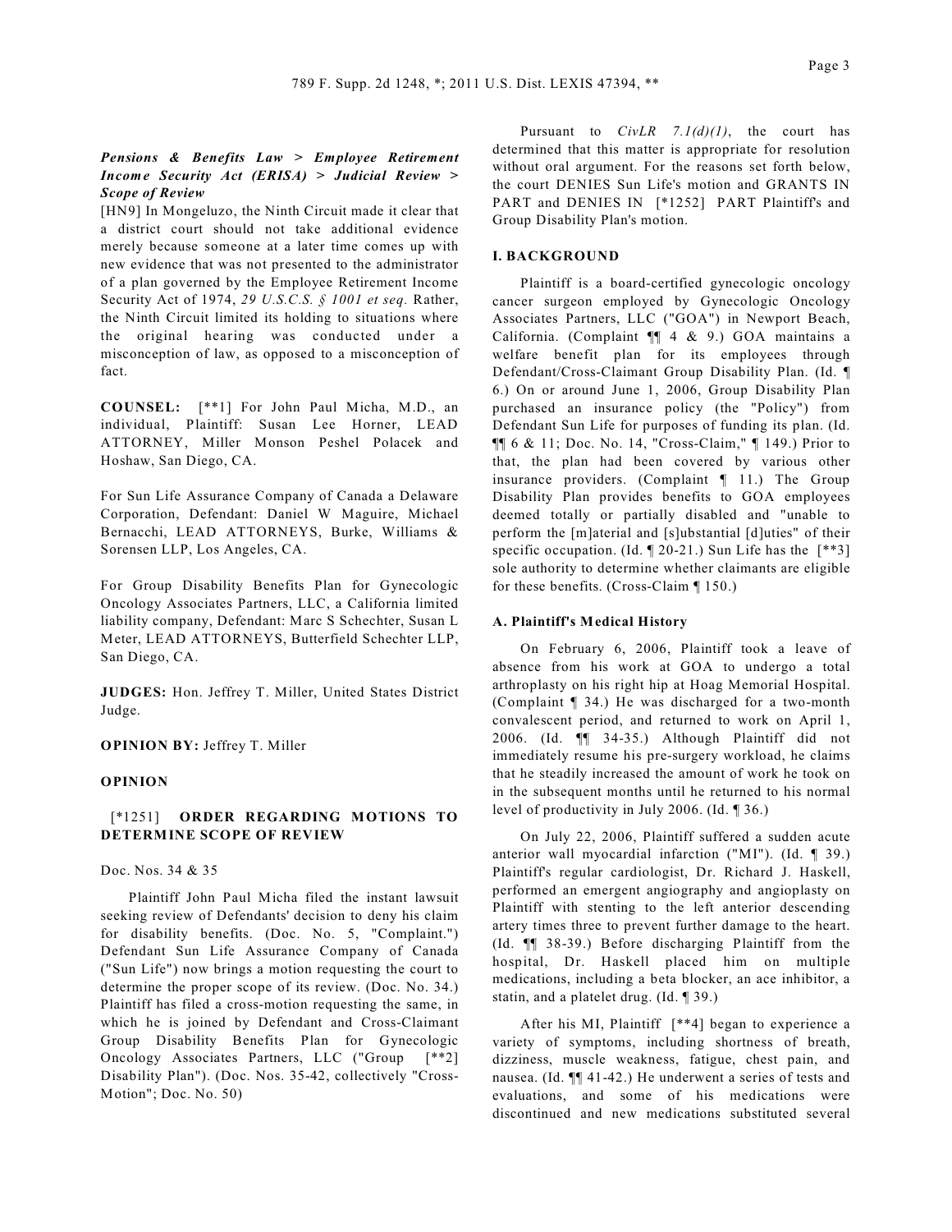***Pensions & Benefits Law > Employee Retirement Income Security Act (ERISA) > Judicial Review > Scope of Review***

[HN9] In Mongeluzo, the Ninth Circuit made it clear that a district court should not take additional evidence merely because someone at a later time comes up with new evidence that was not presented to the administrator of a plan governed by the Employee Retirement Income Security Act of 1974, *29 U.S.C.S. § 1001 et seq.* Rather, the Ninth Circuit limited its holding to situations where the original hearing was conducted under a misconception of law, as opposed to a misconception of fact.

**COUNSEL:** [**1] For John Paul Micha, M.D., an individual, Plaintiff: Susan Lee Horner, LEAD ATTORNEY, Miller Monson Peshel Polacek and Hoshaw, San Diego, CA.

For Sun Life Assurance Company of Canada a Delaware Corporation, Defendant: Daniel W Maguire, Michael Bernacchi, LEAD ATTORNEYS, Burke, Williams & Sorensen LLP, Los Angeles, CA.

For Group Disability Benefits Plan for Gynecologic Oncology Associates Partners, LLC, a California limited liability company, Defendant: Marc S Schechter, Susan L Meter, LEAD ATTORNEYS, Butterfield Schechter LLP, San Diego, CA.

**JUDGES:** Hon. Jeffrey T. Miller, United States District Judge.

**OPINION BY:** Jeffrey T. Miller

**OPINION**

[*1251] **ORDER REGARDING MOTIONS TO DETERMINE SCOPE OF REVIEW**

Doc. Nos. 34 & 35

Plaintiff John Paul Micha filed the instant lawsuit seeking review of Defendants' decision to deny his claim for disability benefits. (Doc. No. 5, "Complaint.") Defendant Sun Life Assurance Company of Canada ("Sun Life") now brings a motion requesting the court to determine the proper scope of its review. (Doc. No. 34.) Plaintiff has filed a cross-motion requesting the same, in which he is joined by Defendant and Cross-Claimant Group Disability Benefits Plan for Gynecologic Oncology Associates Partners, LLC ("Group [**2] Disability Plan"). (Doc. Nos. 35-42, collectively "Cross-Motion"; Doc. No. 50)

Pursuant to *CivLR 7.1(d)(1)*, the court has determined that this matter is appropriate for resolution without oral argument. For the reasons set forth below, the court DENIES Sun Life's motion and GRANTS IN PART and DENIES IN [*1252] PART Plaintiff's and Group Disability Plan's motion.

**I. BACKGROUND**

Plaintiff is a board-certified gynecologic oncology cancer surgeon employed by Gynecologic Oncology Associates Partners, LLC ("GOA") in Newport Beach, California. (Complaint ¶¶ 4 & 9.) GOA maintains a welfare benefit plan for its employees through Defendant/Cross-Claimant Group Disability Plan. (Id. ¶ 6.) On or around June 1, 2006, Group Disability Plan purchased an insurance policy (the "Policy") from Defendant Sun Life for purposes of funding its plan. (Id. ¶¶ 6 & 11; Doc. No. 14, "Cross-Claim," ¶ 149.) Prior to that, the plan had been covered by various other insurance providers. (Complaint ¶ 11.) The Group Disability Plan provides benefits to GOA employees deemed totally or partially disabled and "unable to perform the [m]aterial and [s]ubstantial [d]uties" of their specific occupation. (Id. ¶ 20-21.) Sun Life has the [**3] sole authority to determine whether claimants are eligible for these benefits. (Cross-Claim ¶ 150.)

**A. Plaintiff's Medical History**

On February 6, 2006, Plaintiff took a leave of absence from his work at GOA to undergo a total arthroplasty on his right hip at Hoag Memorial Hospital. (Complaint ¶ 34.) He was discharged for a two-month convalescent period, and returned to work on April 1, 2006. (Id. ¶¶ 34-35.) Although Plaintiff did not immediately resume his pre-surgery workload, he claims that he steadily increased the amount of work he took on in the subsequent months until he returned to his normal level of productivity in July 2006. (Id. ¶ 36.)

On July 22, 2006, Plaintiff suffered a sudden acute anterior wall myocardial infarction ("MI"). (Id. ¶ 39.) Plaintiff's regular cardiologist, Dr. Richard J. Haskell, performed an emergent angiography and angioplasty on Plaintiff with stenting to the left anterior descending artery times three to prevent further damage to the heart. (Id. ¶¶ 38-39.) Before discharging Plaintiff from the hospital, Dr. Haskell placed him on multiple medications, including a beta blocker, an ace inhibitor, a statin, and a platelet drug. (Id. ¶ 39.)

After his MI, Plaintiff [**4] began to experience a variety of symptoms, including shortness of breath, dizziness, muscle weakness, fatigue, chest pain, and nausea. (Id. ¶¶ 41-42.) He underwent a series of tests and evaluations, and some of his medications were discontinued and new medications substituted several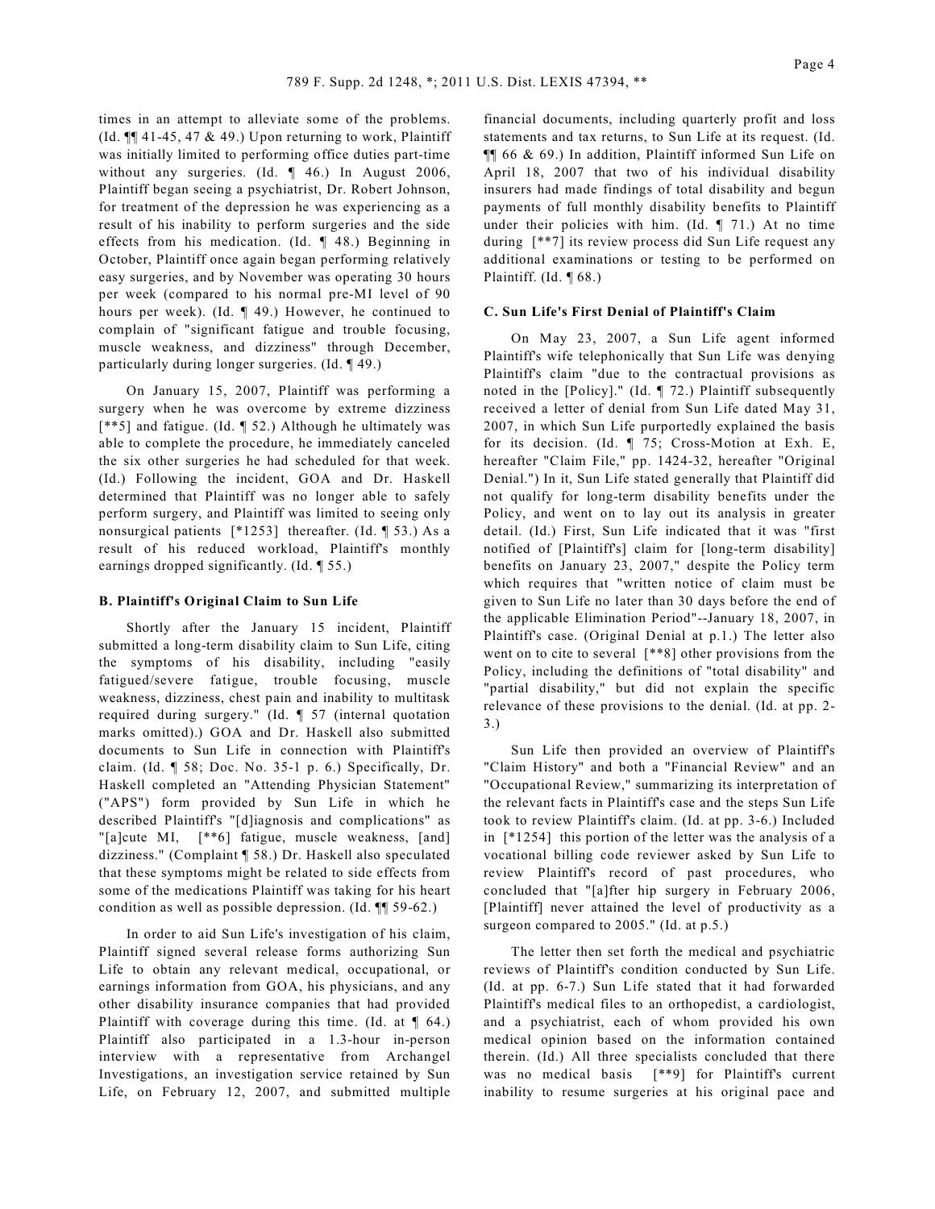times in an attempt to alleviate some of the problems. (Id. ¶¶ 41-45, 47 & 49.) Upon returning to work, Plaintiff was initially limited to performing office duties part-time without any surgeries. (Id. ¶ 46.) In August 2006, Plaintiff began seeing a psychiatrist, Dr. Robert Johnson, for treatment of the depression he was experiencing as a result of his inability to perform surgeries and the side effects from his medication. (Id. ¶ 48.) Beginning in October, Plaintiff once again began performing relatively easy surgeries, and by November was operating 30 hours per week (compared to his normal pre-MI level of 90 hours per week). (Id. ¶ 49.) However, he continued to complain of "significant fatigue and trouble focusing, muscle weakness, and dizziness" through December, particularly during longer surgeries. (Id. ¶ 49.)

On January 15, 2007, Plaintiff was performing a surgery when he was overcome by extreme dizziness [**5] and fatigue. (Id. ¶ 52.) Although he ultimately was able to complete the procedure, he immediately canceled the six other surgeries he had scheduled for that week. (Id.) Following the incident, GOA and Dr. Haskell determined that Plaintiff was no longer able to safely perform surgery, and Plaintiff was limited to seeing only nonsurgical patients [*1253] thereafter. (Id. ¶ 53.) As a result of his reduced workload, Plaintiff's monthly earnings dropped significantly. (Id. ¶ 55.)

### B. Plaintiff's Original Claim to Sun Life

Shortly after the January 15 incident, Plaintiff submitted a long-term disability claim to Sun Life, citing the symptoms of his disability, including "easily fatigued/severe fatigue, trouble focusing, muscle weakness, dizziness, chest pain and inability to multitask required during surgery." (Id. ¶ 57 (internal quotation marks omitted).) GOA and Dr. Haskell also submitted documents to Sun Life in connection with Plaintiff's claim. (Id. ¶ 58; Doc. No. 35-1 p. 6.) Specifically, Dr. Haskell completed an "Attending Physician Statement" ("APS") form provided by Sun Life in which he described Plaintiff's "[d]iagnosis and complications" as "[a]cute MI, [**6] fatigue, muscle weakness, [and] dizziness." (Complaint ¶ 58.) Dr. Haskell also speculated that these symptoms might be related to side effects from some of the medications Plaintiff was taking for his heart condition as well as possible depression. (Id. ¶¶ 59-62.)

In order to aid Sun Life's investigation of his claim, Plaintiff signed several release forms authorizing Sun Life to obtain any relevant medical, occupational, or earnings information from GOA, his physicians, and any other disability insurance companies that had provided Plaintiff with coverage during this time. (Id. at ¶ 64.) Plaintiff also participated in a 1.3-hour in-person interview with a representative from Archangel Investigations, an investigation service retained by Sun Life, on February 12, 2007, and submitted multiple financial documents, including quarterly profit and loss statements and tax returns, to Sun Life at its request. (Id. ¶¶ 66 & 69.) In addition, Plaintiff informed Sun Life on April 18, 2007 that two of his individual disability insurers had made findings of total disability and begun payments of full monthly disability benefits to Plaintiff under their policies with him. (Id. ¶ 71.) At no time during [**7] its review process did Sun Life request any additional examinations or testing to be performed on Plaintiff. (Id. ¶ 68.)

### C. Sun Life's First Denial of Plaintiff's Claim

On May 23, 2007, a Sun Life agent informed Plaintiff's wife telephonically that Sun Life was denying Plaintiff's claim "due to the contractual provisions as noted in the [Policy]." (Id. ¶ 72.) Plaintiff subsequently received a letter of denial from Sun Life dated May 31, 2007, in which Sun Life purportedly explained the basis for its decision. (Id. ¶ 75; Cross-Motion at Exh. E, hereafter "Claim File," pp. 1424-32, hereafter "Original Denial.") In it, Sun Life stated generally that Plaintiff did not qualify for long-term disability benefits under the Policy, and went on to lay out its analysis in greater detail. (Id.) First, Sun Life indicated that it was "first notified of [Plaintiff's] claim for [long-term disability] benefits on January 23, 2007," despite the Policy term which requires that "written notice of claim must be given to Sun Life no later than 30 days before the end of the applicable Elimination Period"--January 18, 2007, in Plaintiff's case. (Original Denial at p.1.) The letter also went on to cite to several [**8] other provisions from the Policy, including the definitions of "total disability" and "partial disability," but did not explain the specific relevance of these provisions to the denial. (Id. at pp. 2-3.)

Sun Life then provided an overview of Plaintiff's "Claim History" and both a "Financial Review" and an "Occupational Review," summarizing its interpretation of the relevant facts in Plaintiff's case and the steps Sun Life took to review Plaintiff's claim. (Id. at pp. 3-6.) Included in [*1254] this portion of the letter was the analysis of a vocational billing code reviewer asked by Sun Life to review Plaintiff's record of past procedures, who concluded that "[a]fter hip surgery in February 2006, [Plaintiff] never attained the level of productivity as a surgeon compared to 2005." (Id. at p.5.)

The letter then set forth the medical and psychiatric reviews of Plaintiff's condition conducted by Sun Life. (Id. at pp. 6-7.) Sun Life stated that it had forwarded Plaintiff's medical files to an orthopedist, a cardiologist, and a psychiatrist, each of whom provided his own medical opinion based on the information contained therein. (Id.) All three specialists concluded that there was no medical basis [**9] for Plaintiff's current inability to resume surgeries at his original pace and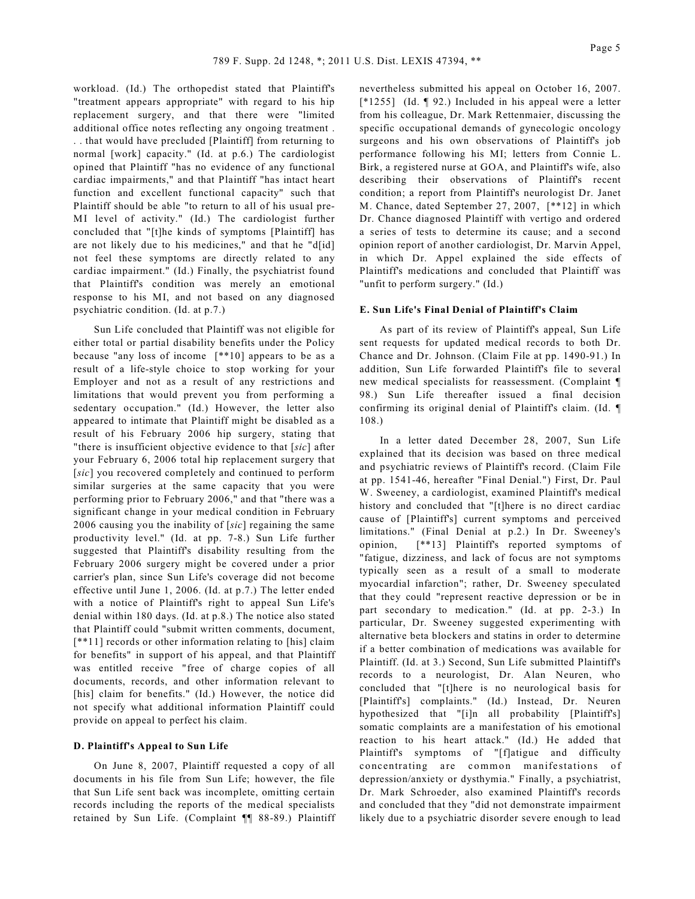workload. (Id.) The orthopedist stated that Plaintiff's "treatment appears appropriate" with regard to his hip replacement surgery, and that there were "limited additional office notes reflecting any ongoing treatment . . . that would have precluded [Plaintiff] from returning to normal [work] capacity." (Id. at p.6.) The cardiologist opined that Plaintiff "has no evidence of any functional cardiac impairments," and that Plaintiff "has intact heart function and excellent functional capacity" such that Plaintiff should be able "to return to all of his usual pre-MI level of activity." (Id.) The cardiologist further concluded that "[t]he kinds of symptoms [Plaintiff] has are not likely due to his medicines," and that he "d[id] not feel these symptoms are directly related to any cardiac impairment." (Id.) Finally, the psychiatrist found that Plaintiff's condition was merely an emotional response to his MI, and not based on any diagnosed psychiatric condition. (Id. at p.7.)

Sun Life concluded that Plaintiff was not eligible for either total or partial disability benefits under the Policy because "any loss of income [**10] appears to be as a result of a life-style choice to stop working for your Employer and not as a result of any restrictions and limitations that would prevent you from performing a sedentary occupation." (Id.) However, the letter also appeared to intimate that Plaintiff might be disabled as a result of his February 2006 hip surgery, stating that "there is insufficient objective evidence to that [*sic*] after your February 6, 2006 total hip replacement surgery that [*sic*] you recovered completely and continued to perform similar surgeries at the same capacity that you were performing prior to February 2006," and that "there was a significant change in your medical condition in February 2006 causing you the inability of [*sic*] regaining the same productivity level." (Id. at pp. 7-8.) Sun Life further suggested that Plaintiff's disability resulting from the February 2006 surgery might be covered under a prior carrier's plan, since Sun Life's coverage did not become effective until June 1, 2006. (Id. at p.7.) The letter ended with a notice of Plaintiff's right to appeal Sun Life's denial within 180 days. (Id. at p.8.) The notice also stated that Plaintiff could "submit written comments, document, [**11] records or other information relating to [his] claim for benefits" in support of his appeal, and that Plaintiff was entitled receive "free of charge copies of all documents, records, and other information relevant to [his] claim for benefits." (Id.) However, the notice did not specify what additional information Plaintiff could provide on appeal to perfect his claim.

### D. Plaintiff's Appeal to Sun Life

On June 8, 2007, Plaintiff requested a copy of all documents in his file from Sun Life; however, the file that Sun Life sent back was incomplete, omitting certain records including the reports of the medical specialists retained by Sun Life. (Complaint ¶¶ 88-89.) Plaintiff nevertheless submitted his appeal on October 16, 2007. [*1255] (Id. ¶ 92.) Included in his appeal were a letter from his colleague, Dr. Mark Rettenmaier, discussing the specific occupational demands of gynecologic oncology surgeons and his own observations of Plaintiff's job performance following his MI; letters from Connie L. Birk, a registered nurse at GOA, and Plaintiff's wife, also describing their observations of Plaintiff's recent condition; a report from Plaintiff's neurologist Dr. Janet M. Chance, dated September 27, 2007, [**12] in which Dr. Chance diagnosed Plaintiff with vertigo and ordered a series of tests to determine its cause; and a second opinion report of another cardiologist, Dr. Marvin Appel, in which Dr. Appel explained the side effects of Plaintiff's medications and concluded that Plaintiff was "unfit to perform surgery." (Id.)

### E. Sun Life's Final Denial of Plaintiff's Claim

As part of its review of Plaintiff's appeal, Sun Life sent requests for updated medical records to both Dr. Chance and Dr. Johnson. (Claim File at pp. 1490-91.) In addition, Sun Life forwarded Plaintiff's file to several new medical specialists for reassessment. (Complaint ¶ 98.) Sun Life thereafter issued a final decision confirming its original denial of Plaintiff's claim. (Id. ¶ 108.)

In a letter dated December 28, 2007, Sun Life explained that its decision was based on three medical and psychiatric reviews of Plaintiff's record. (Claim File at pp. 1541-46, hereafter "Final Denial.") First, Dr. Paul W. Sweeney, a cardiologist, examined Plaintiff's medical history and concluded that "[t]here is no direct cardiac cause of [Plaintiff's] current symptoms and perceived limitations." (Final Denial at p.2.) In Dr. Sweeney's opinion, [**13] Plaintiff's reported symptoms of "fatigue, dizziness, and lack of focus are not symptoms typically seen as a result of a small to moderate myocardial infarction"; rather, Dr. Sweeney speculated that they could "represent reactive depression or be in part secondary to medication." (Id. at pp. 2-3.) In particular, Dr. Sweeney suggested experimenting with alternative beta blockers and statins in order to determine if a better combination of medications was available for Plaintiff. (Id. at 3.) Second, Sun Life submitted Plaintiff's records to a neurologist, Dr. Alan Neuren, who concluded that "[t]here is no neurological basis for [Plaintiff's] complaints." (Id.) Instead, Dr. Neuren hypothesized that "[i]n all probability [Plaintiff's] somatic complaints are a manifestation of his emotional reaction to his heart attack." (Id.) He added that Plaintiff's symptoms of "[f]atigue and difficulty concentrating are common manifestations of depression/anxiety or dysthymia." Finally, a psychiatrist, Dr. Mark Schroeder, also examined Plaintiff's records and concluded that they "did not demonstrate impairment likely due to a psychiatric disorder severe enough to lead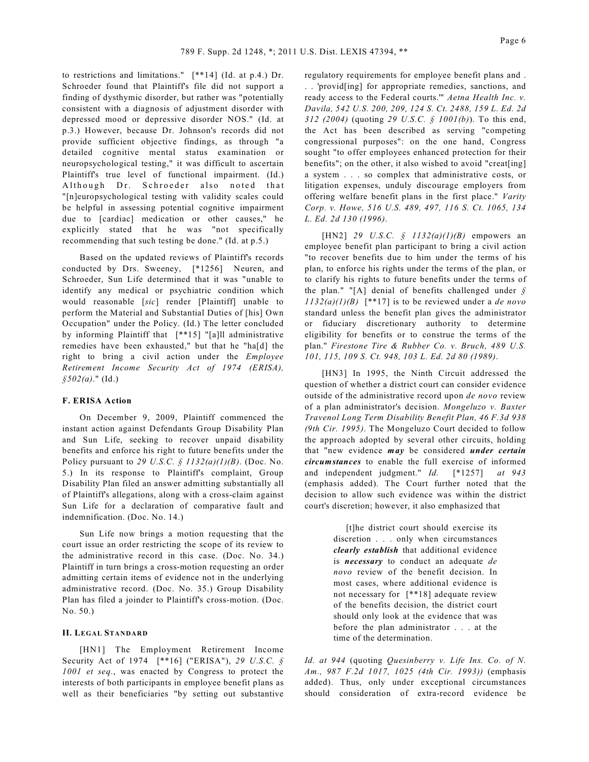to restrictions and limitations." [**14] (Id. at p.4.) Dr. Schroeder found that Plaintiff's file did not support a finding of dysthymic disorder, but rather was "potentially consistent with a diagnosis of adjustment disorder with depressed mood or depressive disorder NOS." (Id. at p.3.) However, because Dr. Johnson's records did not provide sufficient objective findings, as through "a detailed cognitive mental status examination or neuropsychological testing," it was difficult to ascertain Plaintiff's true level of functional impairment. (Id.) Although Dr. Schroeder also noted that "[n]europsychological testing with validity scales could be helpful in assessing potential cognitive impairment due to [cardiac] medication or other causes," he explicitly stated that he was "not specifically recommending that such testing be done." (Id. at p.5.)

Based on the updated reviews of Plaintiff's records conducted by Drs. Sweeney, [*1256] Neuren, and Schroeder, Sun Life determined that it was "unable to identify any medical or psychiatric condition which would reasonable [*sic*] render [Plaintiff] unable to perform the Material and Substantial Duties of [his] Own Occupation" under the Policy. (Id.) The letter concluded by informing Plaintiff that [**15] "[a]ll administrative remedies have been exhausted," but that he "ha[d] the right to bring a civil action under the *Employee Retirement Income Security Act of 1974 (ERISA), §502(a)*." (Id.)

### F. ERISA Action

On December 9, 2009, Plaintiff commenced the instant action against Defendants Group Disability Plan and Sun Life, seeking to recover unpaid disability benefits and enforce his right to future benefits under the Policy pursuant to *29 U.S.C. § 1132(a)(1)(B)*. (Doc. No. 5.) In its response to Plaintiff's complaint, Group Disability Plan filed an answer admitting substantially all of Plaintiff's allegations, along with a cross-claim against Sun Life for a declaration of comparative fault and indemnification. (Doc. No. 14.)

Sun Life now brings a motion requesting that the court issue an order restricting the scope of its review to the administrative record in this case. (Doc. No. 34.) Plaintiff in turn brings a cross-motion requesting an order admitting certain items of evidence not in the underlying administrative record. (Doc. No. 35.) Group Disability Plan has filed a joinder to Plaintiff's cross-motion. (Doc. No. 50.)

## II. Legal Standard

[HN1] The Employment Retirement Income Security Act of 1974 [**16] ("ERISA"), *29 U.S.C. § 1001 et seq.*, was enacted by Congress to protect the interests of both participants in employee benefit plans as well as their beneficiaries "by setting out substantive regulatory requirements for employee benefit plans and . . . 'provid[ing] for appropriate remedies, sanctions, and ready access to the Federal courts.'" *Aetna Health Inc. v. Davila, 542 U.S. 200, 209, 124 S. Ct. 2488, 159 L. Ed. 2d 312 (2004)* (quoting *29 U.S.C. § 1001(b)*). To this end, the Act has been described as serving "competing congressional purposes": on the one hand, Congress sought "to offer employees enhanced protection for their benefits"; on the other, it also wished to avoid "creat[ing] a system . . . so complex that administrative costs, or litigation expenses, unduly discourage employers from offering welfare benefit plans in the first place." *Varity Corp. v. Howe, 516 U.S. 489, 497, 116 S. Ct. 1065, 134 L. Ed. 2d 130 (1996)*.

[HN2] *29 U.S.C. § 1132(a)(1)(B)* empowers an employee benefit plan participant to bring a civil action "to recover benefits due to him under the terms of his plan, to enforce his rights under the terms of the plan, or to clarify his rights to future benefits under the terms of the plan." "[A] denial of benefits challenged under *§ 1132(a)(1)(B)* [**17] is to be reviewed under a *de novo* standard unless the benefit plan gives the administrator or fiduciary discretionary authority to determine eligibility for benefits or to construe the terms of the plan." *Firestone Tire & Rubber Co. v. Bruch, 489 U.S. 101, 115, 109 S. Ct. 948, 103 L. Ed. 2d 80 (1989)*.

[HN3] In 1995, the Ninth Circuit addressed the question of whether a district court can consider evidence outside of the administrative record upon *de novo* review of a plan administrator's decision. *Mongeluzo v. Baxter Travenol Long Term Disability Benefit Plan, 46 F.3d 938 (9th Cir. 1995)*. The Mongeluzo Court decided to follow the approach adopted by several other circuits, holding that "new evidence ***may*** be considered ***under certain circumstances*** to enable the full exercise of informed and independent judgment." *Id.* [*1257] *at 943* (emphasis added). The Court further noted that the decision to allow such evidence was within the district court's discretion; however, it also emphasized that

> [t]he district court should exercise its discretion . . . only when circumstances ***clearly establish*** that additional evidence is ***necessary*** to conduct an adequate *de novo* review of the benefit decision. In most cases, where additional evidence is not necessary for [**18] adequate review of the benefits decision, the district court should only look at the evidence that was before the plan administrator . . . at the time of the determination.

*Id. at 944* (quoting *Quesinberry v. Life Ins. Co. of N. Am., 987 F.2d 1017, 1025 (4th Cir. 1993)*) (emphasis added). Thus, only under exceptional circumstances should consideration of extra-record evidence be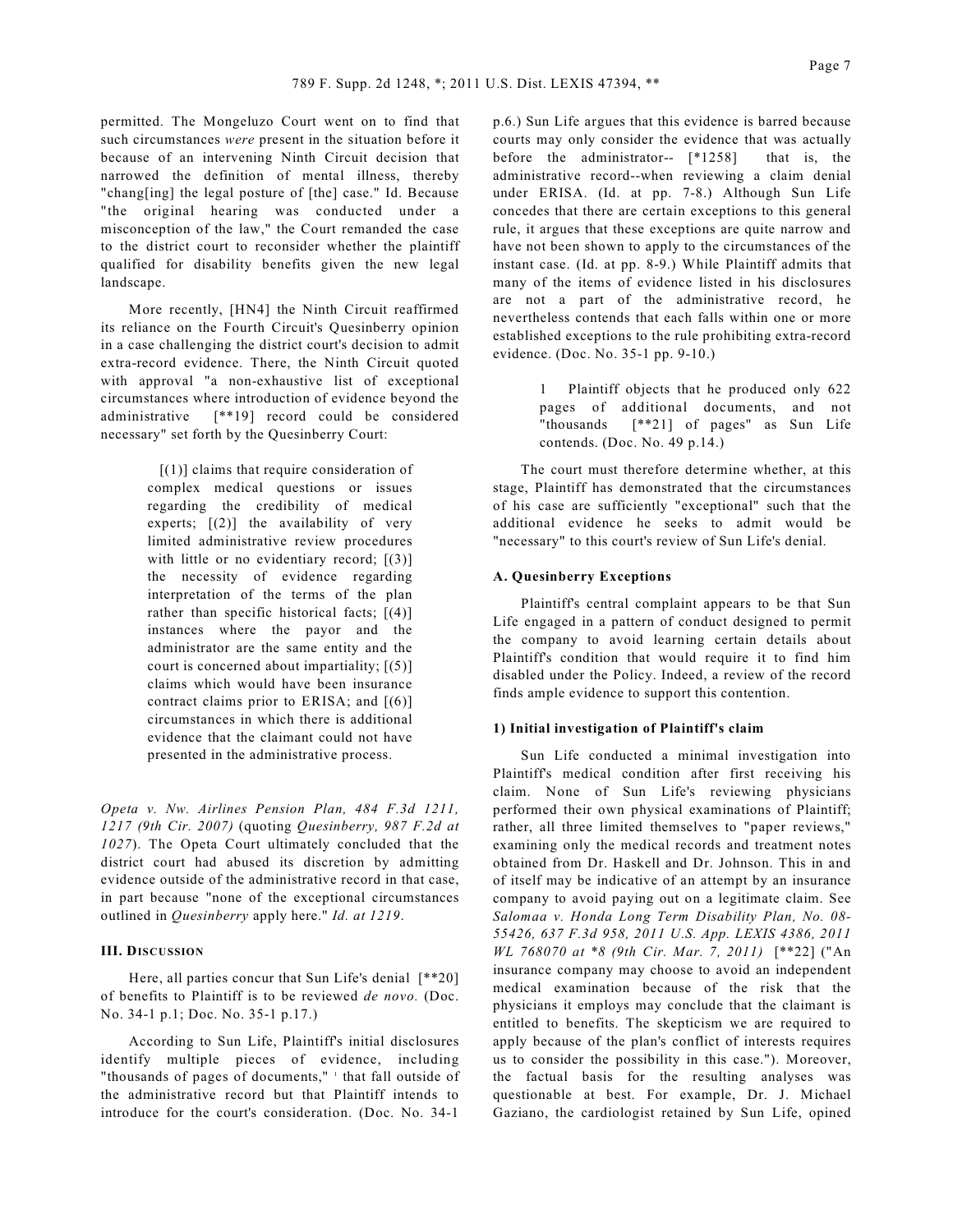permitted. The Mongeluzo Court went on to find that such circumstances *were* present in the situation before it because of an intervening Ninth Circuit decision that narrowed the definition of mental illness, thereby "chang[ing] the legal posture of [the] case." Id. Because "the original hearing was conducted under a misconception of the law," the Court remanded the case to the district court to reconsider whether the plaintiff qualified for disability benefits given the new legal landscape.

More recently, [HN4] the Ninth Circuit reaffirmed its reliance on the Fourth Circuit's Quesinberry opinion in a case challenging the district court's decision to admit extra-record evidence. There, the Ninth Circuit quoted with approval "a non-exhaustive list of exceptional circumstances where introduction of evidence beyond the administrative [**19] record could be considered necessary" set forth by the Quesinberry Court:

> [(1)] claims that require consideration of complex medical questions or issues regarding the credibility of medical experts; [(2)] the availability of very limited administrative review procedures with little or no evidentiary record; [(3)] the necessity of evidence regarding interpretation of the terms of the plan rather than specific historical facts; [(4)] instances where the payor and the administrator are the same entity and the court is concerned about impartiality; [(5)] claims which would have been insurance contract claims prior to ERISA; and [(6)] circumstances in which there is additional evidence that the claimant could not have presented in the administrative process.

*Opeta v. Nw. Airlines Pension Plan, 484 F.3d 1211, 1217 (9th Cir. 2007)* (quoting *Quesinberry, 987 F.2d at 1027*). The Opeta Court ultimately concluded that the district court had abused its discretion by admitting evidence outside of the administrative record in that case, in part because "none of the exceptional circumstances outlined in *Quesinberry* apply here." *Id. at 1219*.

## III. Discussion

Here, all parties concur that Sun Life's denial [**20] of benefits to Plaintiff is to be reviewed *de novo*. (Doc. No. 34-1 p.1; Doc. No. 35-1 p.17.)

According to Sun Life, Plaintiff's initial disclosures identify multiple pieces of evidence, including "thousands of pages of documents," [1] that fall outside of the administrative record but that Plaintiff intends to introduce for the court's consideration. (Doc. No. 34-1 p.6.) Sun Life argues that this evidence is barred because courts may only consider the evidence that was actually before the administrator-- [*1258] that is, the administrative record--when reviewing a claim denial under ERISA. (Id. at pp. 7-8.) Although Sun Life concedes that there are certain exceptions to this general rule, it argues that these exceptions are quite narrow and have not been shown to apply to the circumstances of the instant case. (Id. at pp. 8-9.) While Plaintiff admits that many of the items of evidence listed in his disclosures are not a part of the administrative record, he nevertheless contends that each falls within one or more established exceptions to the rule prohibiting extra-record evidence. (Doc. No. 35-1 pp. 9-10.)

> 1 Plaintiff objects that he produced only 622 pages of additional documents, and not "thousands [**21] of pages" as Sun Life contends. (Doc. No. 49 p.14.)

The court must therefore determine whether, at this stage, Plaintiff has demonstrated that the circumstances of his case are sufficiently "exceptional" such that the additional evidence he seeks to admit would be "necessary" to this court's review of Sun Life's denial.

### A. Quesinberry Exceptions

Plaintiff's central complaint appears to be that Sun Life engaged in a pattern of conduct designed to permit the company to avoid learning certain details about Plaintiff's condition that would require it to find him disabled under the Policy. Indeed, a review of the record finds ample evidence to support this contention.

#### 1) Initial investigation of Plaintiff's claim

Sun Life conducted a minimal investigation into Plaintiff's medical condition after first receiving his claim. None of Sun Life's reviewing physicians performed their own physical examinations of Plaintiff; rather, all three limited themselves to "paper reviews," examining only the medical records and treatment notes obtained from Dr. Haskell and Dr. Johnson. This in and of itself may be indicative of an attempt by an insurance company to avoid paying out on a legitimate claim. See *Salomaa v. Honda Long Term Disability Plan, No. 08-55426, 637 F.3d 958, 2011 U.S. App. LEXIS 4386, 2011 WL 768070 at \*8 (9th Cir. Mar. 7, 2011)* [**22] ("An insurance company may choose to avoid an independent medical examination because of the risk that the physicians it employs may conclude that the claimant is entitled to benefits. The skepticism we are required to apply because of the plan's conflict of interests requires us to consider the possibility in this case."). Moreover, the factual basis for the resulting analyses was questionable at best. For example, Dr. J. Michael Gaziano, the cardiologist retained by Sun Life, opined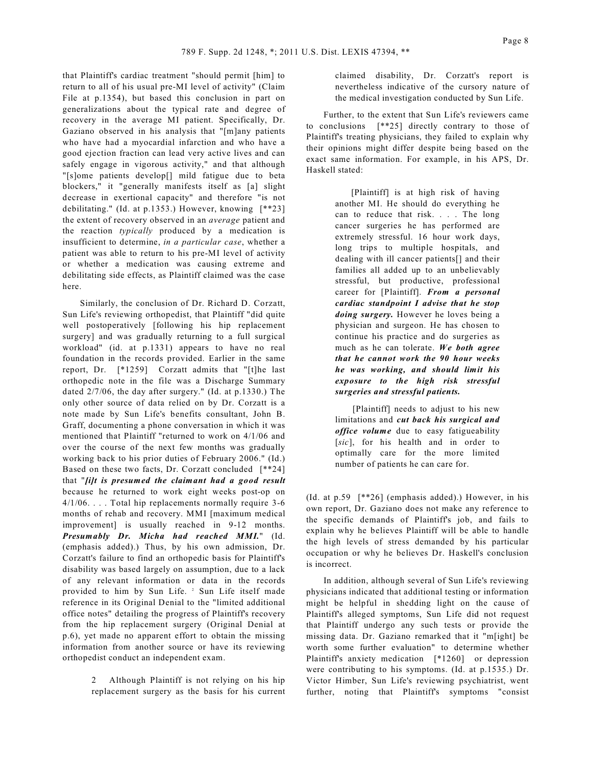that Plaintiff's cardiac treatment "should permit [him] to return to all of his usual pre-MI level of activity" (Claim File at p.1354), but based this conclusion in part on generalizations about the typical rate and degree of recovery in the average MI patient. Specifically, Dr. Gaziano observed in his analysis that "[m]any patients who have had a myocardial infarction and who have a good ejection fraction can lead very active lives and can safely engage in vigorous activity," and that although "[s]ome patients develop[] mild fatigue due to beta blockers," it "generally manifests itself as [a] slight decrease in exertional capacity" and therefore "is not debilitating." (Id. at p.1353.) However, knowing [**23] the extent of recovery observed in an *average* patient and the reaction *typically* produced by a medication is insufficient to determine, *in a particular case*, whether a patient was able to return to his pre-MI level of activity or whether a medication was causing extreme and debilitating side effects, as Plaintiff claimed was the case here.

Similarly, the conclusion of Dr. Richard D. Corzatt, Sun Life's reviewing orthopedist, that Plaintiff "did quite well postoperatively [following his hip replacement surgery] and was gradually returning to a full surgical workload" (id. at p.1331) appears to have no real foundation in the records provided. Earlier in the same report, Dr. [*1259] Corzatt admits that "[t]he last orthopedic note in the file was a Discharge Summary dated 2/7/06, the day after surgery." (Id. at p.1330.) The only other source of data relied on by Dr. Corzatt is a note made by Sun Life's benefits consultant, John B. Graff, documenting a phone conversation in which it was mentioned that Plaintiff "returned to work on 4/1/06 and over the course of the next few months was gradually working back to his prior duties of February 2006." (Id.) Based on these two facts, Dr. Corzatt concluded [**24] that "***[i]t is presumed the claimant had a good result*** because he returned to work eight weeks post-op on 4/1/06. . . . Total hip replacements normally require 3-6 months of rehab and recovery. MMI [maximum medical improvement] is usually reached in 9-12 months. ***Presumably Dr. Micha had reached MMI.***" (Id. (emphasis added).) Thus, by his own admission, Dr. Corzatt's failure to find an orthopedic basis for Plaintiff's disability was based largely on assumption, due to a lack of any relevant information or data in the records provided to him by Sun Life. [2] Sun Life itself made reference in its Original Denial to the "limited additional office notes" detailing the progress of Plaintiff's recovery from the hip replacement surgery (Original Denial at p.6), yet made no apparent effort to obtain the missing information from another source or have its reviewing orthopedist conduct an independent exam.

> 2 Although Plaintiff is not relying on his hip replacement surgery as the basis for his current claimed disability, Dr. Corzatt's report is nevertheless indicative of the cursory nature of the medical investigation conducted by Sun Life.

Further, to the extent that Sun Life's reviewers came to conclusions [**25] directly contrary to those of Plaintiff's treating physicians, they failed to explain why their opinions might differ despite being based on the exact same information. For example, in his APS, Dr. Haskell stated:

> [Plaintiff] is at high risk of having another MI. He should do everything he can to reduce that risk. . . . The long cancer surgeries he has performed are extremely stressful. 16 hour work days, long trips to multiple hospitals, and dealing with ill cancer patients[] and their families all added up to an unbelievably stressful, but productive, professional career for [Plaintiff]. ***From a personal cardiac standpoint I advise that he stop doing surgery.*** However he loves being a physician and surgeon. He has chosen to continue his practice and do surgeries as much as he can tolerate. ***We both agree that he cannot work the 90 hour weeks he was working, and should limit his exposure to the high risk stressful surgeries and stressful patients.***
>
> [Plaintiff] needs to adjust to his new limitations and ***cut back his surgical and office volume*** due to easy fatigueability [*sic*], for his health and in order to optimally care for the more limited number of patients he can care for.

(Id. at p.59 [**26] (emphasis added).) However, in his own report, Dr. Gaziano does not make any reference to the specific demands of Plaintiff's job, and fails to explain why he believes Plaintiff will be able to handle the high levels of stress demanded by his particular occupation or why he believes Dr. Haskell's conclusion is incorrect.

In addition, although several of Sun Life's reviewing physicians indicated that additional testing or information might be helpful in shedding light on the cause of Plaintiff's alleged symptoms, Sun Life did not request that Plaintiff undergo any such tests or provide the missing data. Dr. Gaziano remarked that it "m[ight] be worth some further evaluation" to determine whether Plaintiff's anxiety medication [*1260] or depression were contributing to his symptoms. (Id. at p.1535.) Dr. Victor Himber, Sun Life's reviewing psychiatrist, went further, noting that Plaintiff's symptoms "consist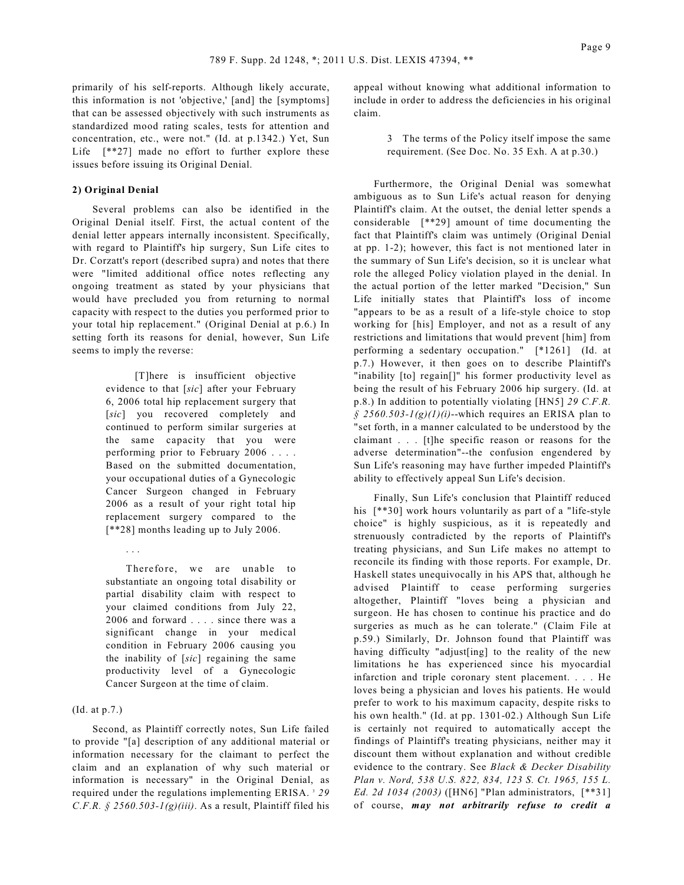primarily of his self-reports. Although likely accurate, this information is not 'objective,' [and] the [symptoms] that can be assessed objectively with such instruments as standardized mood rating scales, tests for attention and concentration, etc., were not." (Id. at p.1342.) Yet, Sun Life [**27] made no effort to further explore these issues before issuing its Original Denial.

**2) Original Denial**

Several problems can also be identified in the Original Denial itself. First, the actual content of the denial letter appears internally inconsistent. Specifically, with regard to Plaintiff's hip surgery, Sun Life cites to Dr. Corzatt's report (described supra) and notes that there were "limited additional office notes reflecting any ongoing treatment as stated by your physicians that would have precluded you from returning to normal capacity with respect to the duties you performed prior to your total hip replacement." (Original Denial at p.6.) In setting forth its reasons for denial, however, Sun Life seems to imply the reverse:

> [T]here is insufficient objective evidence to that [*sic*] after your February 6, 2006 total hip replacement surgery that [*sic*] you recovered completely and continued to perform similar surgeries at the same capacity that you were performing prior to February 2006 . . . . Based on the submitted documentation, your occupational duties of a Gynecologic Cancer Surgeon changed in February 2006 as a result of your right total hip replacement surgery compared to the [**28] months leading up to July 2006.
>
> . . .
>
> Therefore, we are unable to substantiate an ongoing total disability or partial disability claim with respect to your claimed conditions from July 22, 2006 and forward . . . . since there was a significant change in your medical condition in February 2006 causing you the inability of [*sic*] regaining the same productivity level of a Gynecologic Cancer Surgeon at the time of claim.

(Id. at p.7.)

Second, as Plaintiff correctly notes, Sun Life failed to provide "[a] description of any additional material or information necessary for the claimant to perfect the claim and an explanation of why such material or information is necessary" in the Original Denial, as required under the regulations implementing ERISA.[3] *29 C.F.R. § 2560.503-1(g)(iii)*. As a result, Plaintiff filed his appeal without knowing what additional information to include in order to address the deficiencies in his original claim.

3 The terms of the Policy itself impose the same requirement. (See Doc. No. 35 Exh. A at p.30.)

Furthermore, the Original Denial was somewhat ambiguous as to Sun Life's actual reason for denying Plaintiff's claim. At the outset, the denial letter spends a considerable [**29] amount of time documenting the fact that Plaintiff's claim was untimely (Original Denial at pp. 1-2); however, this fact is not mentioned later in the summary of Sun Life's decision, so it is unclear what role the alleged Policy violation played in the denial. In the actual portion of the letter marked "Decision," Sun Life initially states that Plaintiff's loss of income "appears to be as a result of a life-style choice to stop working for [his] Employer, and not as a result of any restrictions and limitations that would prevent [him] from performing a sedentary occupation." [*1261] (Id. at p.7.) However, it then goes on to describe Plaintiff's "inability [to] regain[]" his former productivity level as being the result of his February 2006 hip surgery. (Id. at p.8.) In addition to potentially violating [HN5] *29 C.F.R. § 2560.503-1(g)(1)(i)*--which requires an ERISA plan to "set forth, in a manner calculated to be understood by the claimant . . . [t]he specific reason or reasons for the adverse determination"--the confusion engendered by Sun Life's reasoning may have further impeded Plaintiff's ability to effectively appeal Sun Life's decision.

Finally, Sun Life's conclusion that Plaintiff reduced his [**30] work hours voluntarily as part of a "life-style choice" is highly suspicious, as it is repeatedly and strenuously contradicted by the reports of Plaintiff's treating physicians, and Sun Life makes no attempt to reconcile its finding with those reports. For example, Dr. Haskell states unequivocally in his APS that, although he advised Plaintiff to cease performing surgeries altogether, Plaintiff "loves being a physician and surgeon. He has chosen to continue his practice and do surgeries as much as he can tolerate." (Claim File at p.59.) Similarly, Dr. Johnson found that Plaintiff was having difficulty "adjust[ing] to the reality of the new limitations he has experienced since his myocardial infarction and triple coronary stent placement. . . . He loves being a physician and loves his patients. He would prefer to work to his maximum capacity, despite risks to his own health." (Id. at pp. 1301-02.) Although Sun Life is certainly not required to automatically accept the findings of Plaintiff's treating physicians, neither may it discount them without explanation and without credible evidence to the contrary. See *Black & Decker Disability Plan v. Nord, 538 U.S. 822, 834, 123 S. Ct. 1965, 155 L. Ed. 2d 1034 (2003)* ([HN6] "Plan administrators, [**31] of course, ***may not arbitrarily refuse to credit a***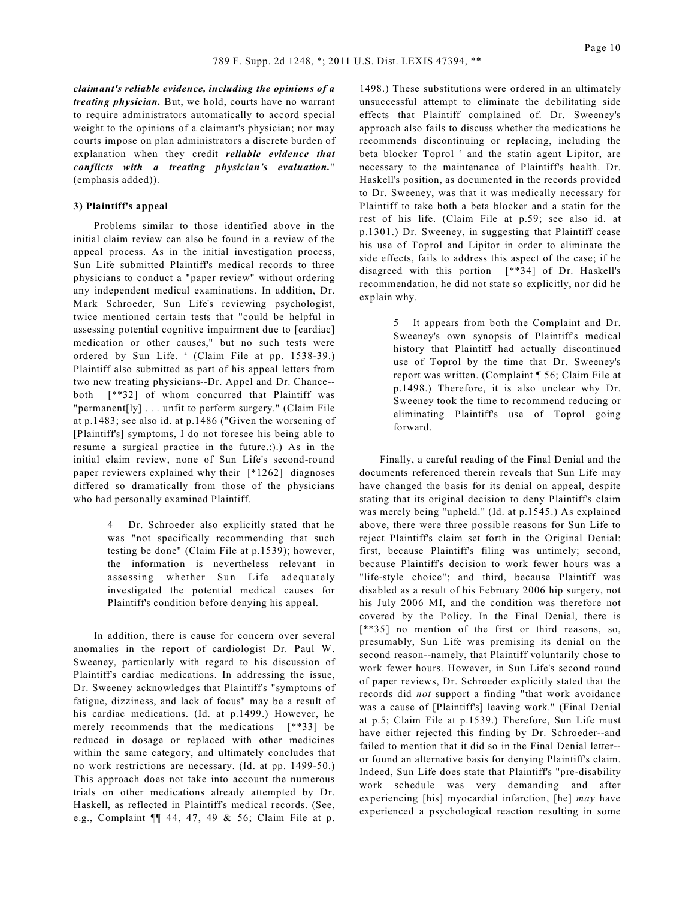***claimant's reliable evidence, including the opinions of a treating physician.*** But, we hold, courts have no warrant to require administrators automatically to accord special weight to the opinions of a claimant's physician; nor may courts impose on plan administrators a discrete burden of explanation when they credit ***reliable evidence that conflicts with a treating physician's evaluation.***" (emphasis added)).

**3) Plaintiff's appeal**

Problems similar to those identified above in the initial claim review can also be found in a review of the appeal process. As in the initial investigation process, Sun Life submitted Plaintiff's medical records to three physicians to conduct a "paper review" without ordering any independent medical examinations. In addition, Dr. Mark Schroeder, Sun Life's reviewing psychologist, twice mentioned certain tests that "could be helpful in assessing potential cognitive impairment due to [cardiac] medication or other causes," but no such tests were ordered by Sun Life. [4] (Claim File at pp. 1538-39.) Plaintiff also submitted as part of his appeal letters from two new treating physicians--Dr. Appel and Dr. Chance--both [**32] of whom concurred that Plaintiff was "permanent[ly] . . . unfit to perform surgery." (Claim File at p.1483; see also id. at p.1486 ("Given the worsening of [Plaintiff's] symptoms, I do not foresee his being able to resume a surgical practice in the future.:).) As in the initial claim review, none of Sun Life's second-round paper reviewers explained why their [*1262] diagnoses differed so dramatically from those of the physicians who had personally examined Plaintiff.

> 4 Dr. Schroeder also explicitly stated that he was "not specifically recommending that such testing be done" (Claim File at p.1539); however, the information is nevertheless relevant in assessing whether Sun Life adequately investigated the potential medical causes for Plaintiff's condition before denying his appeal.

In addition, there is cause for concern over several anomalies in the report of cardiologist Dr. Paul W. Sweeney, particularly with regard to his discussion of Plaintiff's cardiac medications. In addressing the issue, Dr. Sweeney acknowledges that Plaintiff's "symptoms of fatigue, dizziness, and lack of focus" may be a result of his cardiac medications. (Id. at p.1499.) However, he merely recommends that the medications [**33] be reduced in dosage or replaced with other medicines within the same category, and ultimately concludes that no work restrictions are necessary. (Id. at pp. 1499-50.) This approach does not take into account the numerous trials on other medications already attempted by Dr. Haskell, as reflected in Plaintiff's medical records. (See, e.g., Complaint ¶¶ 44, 47, 49 & 56; Claim File at p. 1498.) These substitutions were ordered in an ultimately unsuccessful attempt to eliminate the debilitating side effects that Plaintiff complained of. Dr. Sweeney's approach also fails to discuss whether the medications he recommends discontinuing or replacing, including the beta blocker Toprol [5] and the statin agent Lipitor, are necessary to the maintenance of Plaintiff's health. Dr. Haskell's position, as documented in the records provided to Dr. Sweeney, was that it was medically necessary for Plaintiff to take both a beta blocker and a statin for the rest of his life. (Claim File at p.59; see also id. at p.1301.) Dr. Sweeney, in suggesting that Plaintiff cease his use of Toprol and Lipitor in order to eliminate the side effects, fails to address this aspect of the case; if he disagreed with this portion [**34] of Dr. Haskell's recommendation, he did not state so explicitly, nor did he explain why.

> 5 It appears from both the Complaint and Dr. Sweeney's own synopsis of Plaintiff's medical history that Plaintiff had actually discontinued use of Toprol by the time that Dr. Sweeney's report was written. (Complaint ¶ 56; Claim File at p.1498.) Therefore, it is also unclear why Dr. Sweeney took the time to recommend reducing or eliminating Plaintiff's use of Toprol going forward.

Finally, a careful reading of the Final Denial and the documents referenced therein reveals that Sun Life may have changed the basis for its denial on appeal, despite stating that its original decision to deny Plaintiff's claim was merely being "upheld." (Id. at p.1545.) As explained above, there were three possible reasons for Sun Life to reject Plaintiff's claim set forth in the Original Denial: first, because Plaintiff's filing was untimely; second, because Plaintiff's decision to work fewer hours was a "life-style choice"; and third, because Plaintiff was disabled as a result of his February 2006 hip surgery, not his July 2006 MI, and the condition was therefore not covered by the Policy. In the Final Denial, there is [**35] no mention of the first or third reasons, so, presumably, Sun Life was premising its denial on the second reason--namely, that Plaintiff voluntarily chose to work fewer hours. However, in Sun Life's second round of paper reviews, Dr. Schroeder explicitly stated that the records did *not* support a finding "that work avoidance was a cause of [Plaintiff's] leaving work." (Final Denial at p.5; Claim File at p.1539.) Therefore, Sun Life must have either rejected this finding by Dr. Schroeder--and failed to mention that it did so in the Final Denial letter--or found an alternative basis for denying Plaintiff's claim. Indeed, Sun Life does state that Plaintiff's "pre-disability work schedule was very demanding and after experiencing [his] myocardial infarction, [he] *may* have experienced a psychological reaction resulting in some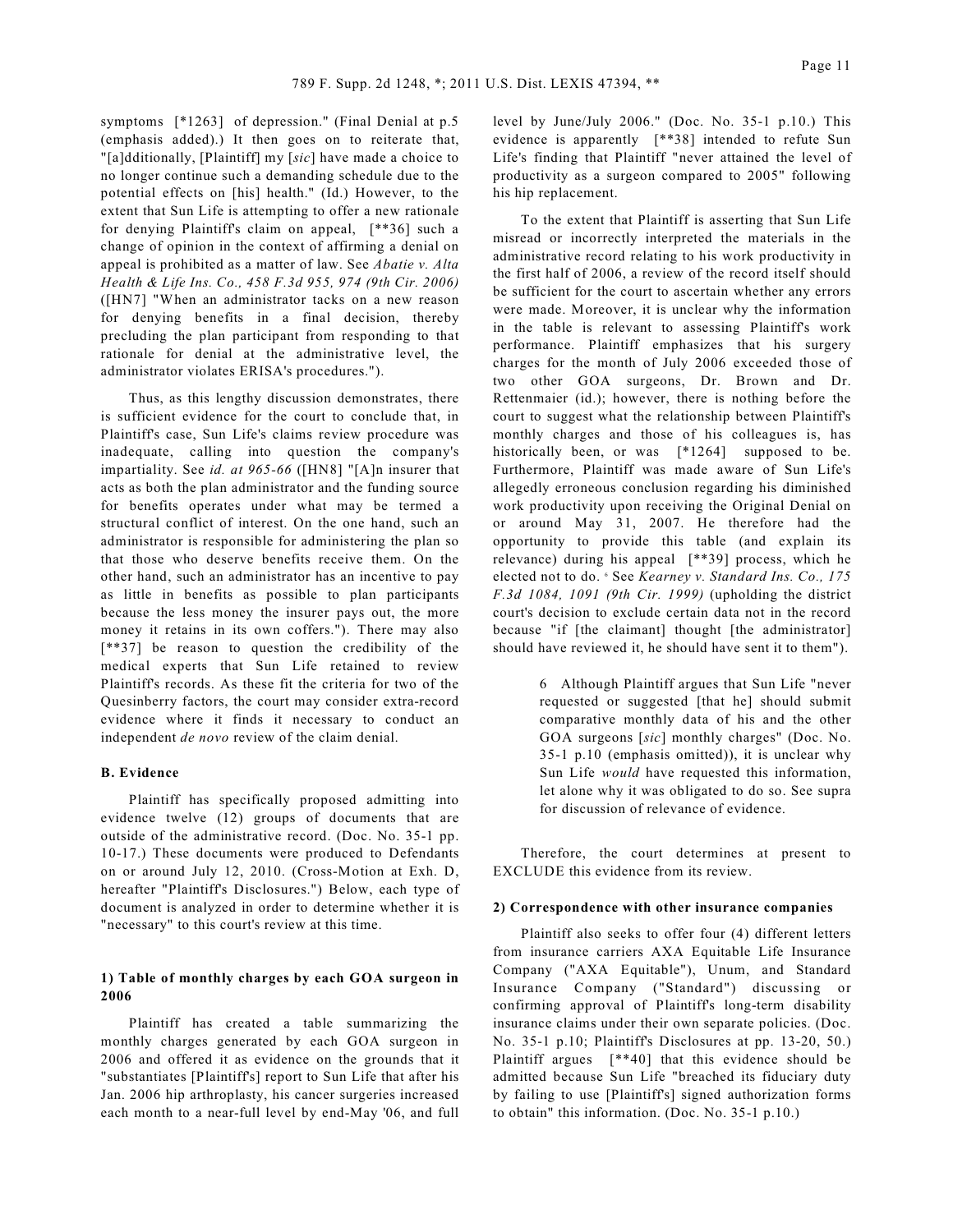symptoms [*1263] of depression." (Final Denial at p.5 (emphasis added).) It then goes on to reiterate that, "[a]dditionally, [Plaintiff] my [*sic*] have made a choice to no longer continue such a demanding schedule due to the potential effects on [his] health." (Id.) However, to the extent that Sun Life is attempting to offer a new rationale for denying Plaintiff's claim on appeal, [**36] such a change of opinion in the context of affirming a denial on appeal is prohibited as a matter of law. See *Abatie v. Alta Health & Life Ins. Co., 458 F.3d 955, 974 (9th Cir. 2006)* ([HN7] "When an administrator tacks on a new reason for denying benefits in a final decision, thereby precluding the plan participant from responding to that rationale for denial at the administrative level, the administrator violates ERISA's procedures.").

Thus, as this lengthy discussion demonstrates, there is sufficient evidence for the court to conclude that, in Plaintiff's case, Sun Life's claims review procedure was inadequate, calling into question the company's impartiality. See *id. at 965-66* ([HN8] "[A]n insurer that acts as both the plan administrator and the funding source for benefits operates under what may be termed a structural conflict of interest. On the one hand, such an administrator is responsible for administering the plan so that those who deserve benefits receive them. On the other hand, such an administrator has an incentive to pay as little in benefits as possible to plan participants because the less money the insurer pays out, the more money it retains in its own coffers."). There may also [**37] be reason to question the credibility of the medical experts that Sun Life retained to review Plaintiff's records. As these fit the criteria for two of the Quesinberry factors, the court may consider extra-record evidence where it finds it necessary to conduct an independent *de novo* review of the claim denial.

### B. Evidence

Plaintiff has specifically proposed admitting into evidence twelve (12) groups of documents that are outside of the administrative record. (Doc. No. 35-1 pp. 10-17.) These documents were produced to Defendants on or around July 12, 2010. (Cross-Motion at Exh. D, hereafter "Plaintiff's Disclosures.") Below, each type of document is analyzed in order to determine whether it is "necessary" to this court's review at this time.

#### 1) Table of monthly charges by each GOA surgeon in 2006

Plaintiff has created a table summarizing the monthly charges generated by each GOA surgeon in 2006 and offered it as evidence on the grounds that it "substantiates [Plaintiff's] report to Sun Life that after his Jan. 2006 hip arthroplasty, his cancer surgeries increased each month to a near-full level by end-May '06, and full level by June/July 2006." (Doc. No. 35-1 p.10.) This evidence is apparently [**38] intended to refute Sun Life's finding that Plaintiff "never attained the level of productivity as a surgeon compared to 2005" following his hip replacement.

To the extent that Plaintiff is asserting that Sun Life misread or incorrectly interpreted the materials in the administrative record relating to his work productivity in the first half of 2006, a review of the record itself should be sufficient for the court to ascertain whether any errors were made. Moreover, it is unclear why the information in the table is relevant to assessing Plaintiff's work performance. Plaintiff emphasizes that his surgery charges for the month of July 2006 exceeded those of two other GOA surgeons, Dr. Brown and Dr. Rettenmaier (id.); however, there is nothing before the court to suggest what the relationship between Plaintiff's monthly charges and those of his colleagues is, has historically been, or was [*1264] supposed to be. Furthermore, Plaintiff was made aware of Sun Life's allegedly erroneous conclusion regarding his diminished work productivity upon receiving the Original Denial on or around May 31, 2007. He therefore had the opportunity to provide this table (and explain its relevance) during his appeal [**39] process, which he elected not to do. [6] See *Kearney v. Standard Ins. Co., 175 F.3d 1084, 1091 (9th Cir. 1999)* (upholding the district court's decision to exclude certain data not in the record because "if [the claimant] thought [the administrator] should have reviewed it, he should have sent it to them").

> 6 Although Plaintiff argues that Sun Life "never requested or suggested [that he] should submit comparative monthly data of his and the other GOA surgeons [*sic*] monthly charges" (Doc. No. 35-1 p.10 (emphasis omitted)), it is unclear why Sun Life *would* have requested this information, let alone why it was obligated to do so. See supra for discussion of relevance of evidence.

Therefore, the court determines at present to EXCLUDE this evidence from its review.

#### 2) Correspondence with other insurance companies

Plaintiff also seeks to offer four (4) different letters from insurance carriers AXA Equitable Life Insurance Company ("AXA Equitable"), Unum, and Standard Insurance Company ("Standard") discussing or confirming approval of Plaintiff's long-term disability insurance claims under their own separate policies. (Doc. No. 35-1 p.10; Plaintiff's Disclosures at pp. 13-20, 50.) Plaintiff argues [**40] that this evidence should be admitted because Sun Life "breached its fiduciary duty by failing to use [Plaintiff's] signed authorization forms to obtain" this information. (Doc. No. 35-1 p.10.)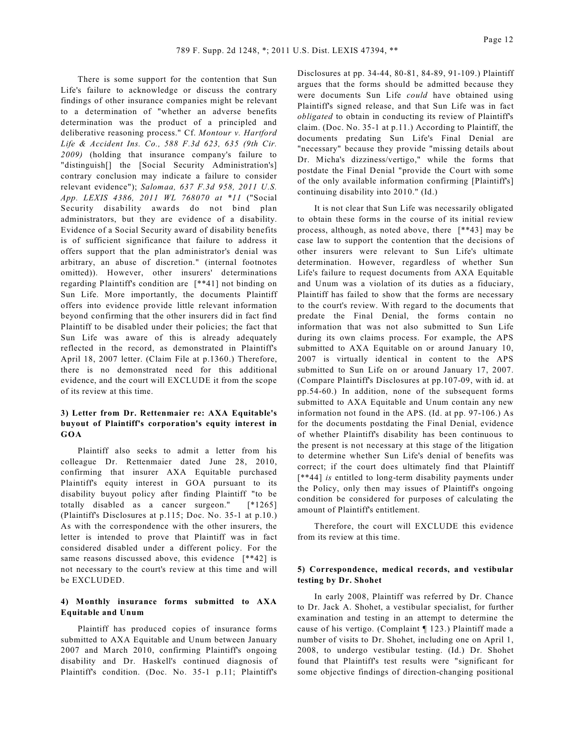There is some support for the contention that Sun Life's failure to acknowledge or discuss the contrary findings of other insurance companies might be relevant to a determination of "whether an adverse benefits determination was the product of a principled and deliberative reasoning process." Cf. *Montour v. Hartford Life & Accident Ins. Co., 588 F.3d 623, 635 (9th Cir. 2009)* (holding that insurance company's failure to "distinguish[] the [Social Security Administration's] contrary conclusion may indicate a failure to consider relevant evidence"); *Salomaa, 637 F.3d 958, 2011 U.S. App. LEXIS 4386, 2011 WL 768070 at *11* ("Social Security disability awards do not bind plan administrators, but they are evidence of a disability. Evidence of a Social Security award of disability benefits is of sufficient significance that failure to address it offers support that the plan administrator's denial was arbitrary, an abuse of discretion." (internal footnotes omitted)). However, other insurers' determinations regarding Plaintiff's condition are [**41] not binding on Sun Life. More importantly, the documents Plaintiff offers into evidence provide little relevant information beyond confirming that the other insurers did in fact find Plaintiff to be disabled under their policies; the fact that Sun Life was aware of this is already adequately reflected in the record, as demonstrated in Plaintiff's April 18, 2007 letter. (Claim File at p.1360.) Therefore, there is no demonstrated need for this additional evidence, and the court will EXCLUDE it from the scope of its review at this time.

### 3) Letter from Dr. Rettenmaier re: AXA Equitable's buyout of Plaintiff's corporation's equity interest in GOA

Plaintiff also seeks to admit a letter from his colleague Dr. Rettenmaier dated June 28, 2010, confirming that insurer AXA Equitable purchased Plaintiff's equity interest in GOA pursuant to its disability buyout policy after finding Plaintiff "to be totally disabled as a cancer surgeon." [*1265] (Plaintiff's Disclosures at p.115; Doc. No. 35-1 at p.10.) As with the correspondence with the other insurers, the letter is intended to prove that Plaintiff was in fact considered disabled under a different policy. For the same reasons discussed above, this evidence [**42] is not necessary to the court's review at this time and will be EXCLUDED.

### 4) Monthly insurance forms submitted to AXA Equitable and Unum

Plaintiff has produced copies of insurance forms submitted to AXA Equitable and Unum between January 2007 and March 2010, confirming Plaintiff's ongoing disability and Dr. Haskell's continued diagnosis of Plaintiff's condition. (Doc. No. 35-1 p.11; Plaintiff's Disclosures at pp. 34-44, 80-81, 84-89, 91-109.) Plaintiff argues that the forms should be admitted because they were documents Sun Life *could* have obtained using Plaintiff's signed release, and that Sun Life was in fact *obligated* to obtain in conducting its review of Plaintiff's claim. (Doc. No. 35-1 at p.11.) According to Plaintiff, the documents predating Sun Life's Final Denial are "necessary" because they provide "missing details about Dr. Micha's dizziness/vertigo," while the forms that postdate the Final Denial "provide the Court with some of the only available information confirming [Plaintiff's] continuing disability into 2010." (Id.)

It is not clear that Sun Life was necessarily obligated to obtain these forms in the course of its initial review process, although, as noted above, there [**43] may be case law to support the contention that the decisions of other insurers were relevant to Sun Life's ultimate determination. However, regardless of whether Sun Life's failure to request documents from AXA Equitable and Unum was a violation of its duties as a fiduciary, Plaintiff has failed to show that the forms are necessary to the court's review. With regard to the documents that predate the Final Denial, the forms contain no information that was not also submitted to Sun Life during its own claims process. For example, the APS submitted to AXA Equitable on or around January 10, 2007 is virtually identical in content to the APS submitted to Sun Life on or around January 17, 2007. (Compare Plaintiff's Disclosures at pp.107-09, with id. at pp.54-60.) In addition, none of the subsequent forms submitted to AXA Equitable and Unum contain any new information not found in the APS. (Id. at pp. 97-106.) As for the documents postdating the Final Denial, evidence of whether Plaintiff's disability has been continuous to the present is not necessary at this stage of the litigation to determine whether Sun Life's denial of benefits was correct; if the court does ultimately find that Plaintiff [**44] *is* entitled to long-term disability payments under the Policy, only then may issues of Plaintiff's ongoing condition be considered for purposes of calculating the amount of Plaintiff's entitlement.

Therefore, the court will EXCLUDE this evidence from its review at this time.

### 5) Correspondence, medical records, and vestibular testing by Dr. Shohet

In early 2008, Plaintiff was referred by Dr. Chance to Dr. Jack A. Shohet, a vestibular specialist, for further examination and testing in an attempt to determine the cause of his vertigo. (Complaint ¶ 123.) Plaintiff made a number of visits to Dr. Shohet, including one on April 1, 2008, to undergo vestibular testing. (Id.) Dr. Shohet found that Plaintiff's test results were "significant for some objective findings of direction-changing positional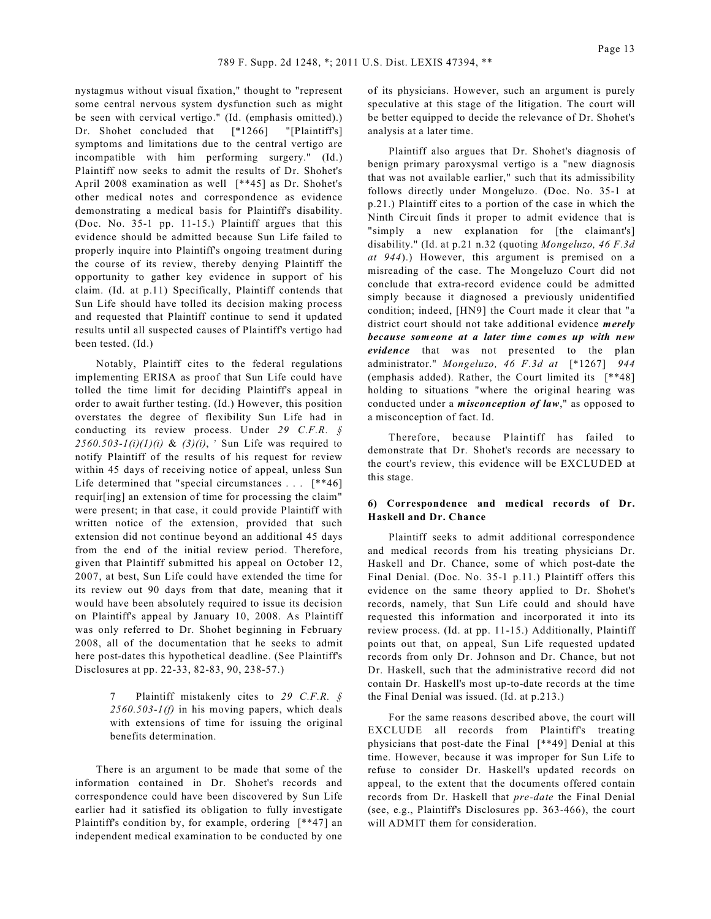nystagmus without visual fixation," thought to "represent some central nervous system dysfunction such as might be seen with cervical vertigo." (Id. (emphasis omitted).) Dr. Shohet concluded that [*1266] "[Plaintiff's] symptoms and limitations due to the central vertigo are incompatible with him performing surgery." (Id.) Plaintiff now seeks to admit the results of Dr. Shohet's April 2008 examination as well [**45] as Dr. Shohet's other medical notes and correspondence as evidence demonstrating a medical basis for Plaintiff's disability. (Doc. No. 35-1 pp. 11-15.) Plaintiff argues that this evidence should be admitted because Sun Life failed to properly inquire into Plaintiff's ongoing treatment during the course of its review, thereby denying Plaintiff the opportunity to gather key evidence in support of his claim. (Id. at p.11) Specifically, Plaintiff contends that Sun Life should have tolled its decision making process and requested that Plaintiff continue to send it updated results until all suspected causes of Plaintiff's vertigo had been tested. (Id.)

Notably, Plaintiff cites to the federal regulations implementing ERISA as proof that Sun Life could have tolled the time limit for deciding Plaintiff's appeal in order to await further testing. (Id.) However, this position overstates the degree of flexibility Sun Life had in conducting its review process. Under *29 C.F.R. § 2560.503-1(i)(1)(i)* & *(3)(i)*, [7] Sun Life was required to notify Plaintiff of the results of his request for review within 45 days of receiving notice of appeal, unless Sun Life determined that "special circumstances . . . [**46] requir[ing] an extension of time for processing the claim" were present; in that case, it could provide Plaintiff with written notice of the extension, provided that such extension did not continue beyond an additional 45 days from the end of the initial review period. Therefore, given that Plaintiff submitted his appeal on October 12, 2007, at best, Sun Life could have extended the time for its review out 90 days from that date, meaning that it would have been absolutely required to issue its decision on Plaintiff's appeal by January 10, 2008. As Plaintiff was only referred to Dr. Shohet beginning in February 2008, all of the documentation that he seeks to admit here post-dates this hypothetical deadline. (See Plaintiff's Disclosures at pp. 22-33, 82-83, 90, 238-57.)

> 7 Plaintiff mistakenly cites to *29 C.F.R. § 2560.503-1(f)* in his moving papers, which deals with extensions of time for issuing the original benefits determination.

There is an argument to be made that some of the information contained in Dr. Shohet's records and correspondence could have been discovered by Sun Life earlier had it satisfied its obligation to fully investigate Plaintiff's condition by, for example, ordering [**47] an independent medical examination to be conducted by one of its physicians. However, such an argument is purely speculative at this stage of the litigation. The court will be better equipped to decide the relevance of Dr. Shohet's analysis at a later time.

Plaintiff also argues that Dr. Shohet's diagnosis of benign primary paroxysmal vertigo is a "new diagnosis that was not available earlier," such that its admissibility follows directly under Mongeluzo. (Doc. No. 35-1 at p.21.) Plaintiff cites to a portion of the case in which the Ninth Circuit finds it proper to admit evidence that is "simply a new explanation for [the claimant's] disability." (Id. at p.21 n.32 (quoting *Mongeluzo, 46 F.3d at 944*).) However, this argument is premised on a misreading of the case. The Mongeluzo Court did not conclude that extra-record evidence could be admitted simply because it diagnosed a previously unidentified condition; indeed, [HN9] the Court made it clear that "a district court should not take additional evidence ***merely because someone at a later time comes up with new evidence*** that was not presented to the plan administrator." *Mongeluzo, 46 F.3d at* [*1267] *944* (emphasis added). Rather, the Court limited its [**48] holding to situations "where the original hearing was conducted under a ***misconception of law***," as opposed to a misconception of fact. Id.

Therefore, because Plaintiff has failed to demonstrate that Dr. Shohet's records are necessary to the court's review, this evidence will be EXCLUDED at this stage.

### 6) Correspondence and medical records of Dr. Haskell and Dr. Chance

Plaintiff seeks to admit additional correspondence and medical records from his treating physicians Dr. Haskell and Dr. Chance, some of which post-date the Final Denial. (Doc. No. 35-1 p.11.) Plaintiff offers this evidence on the same theory applied to Dr. Shohet's records, namely, that Sun Life could and should have requested this information and incorporated it into its review process. (Id. at pp. 11-15.) Additionally, Plaintiff points out that, on appeal, Sun Life requested updated records from only Dr. Johnson and Dr. Chance, but not Dr. Haskell, such that the administrative record did not contain Dr. Haskell's most up-to-date records at the time the Final Denial was issued. (Id. at p.213.)

For the same reasons described above, the court will EXCLUDE all records from Plaintiff's treating physicians that post-date the Final [**49] Denial at this time. However, because it was improper for Sun Life to refuse to consider Dr. Haskell's updated records on appeal, to the extent that the documents offered contain records from Dr. Haskell that *pre-date* the Final Denial (see, e.g., Plaintiff's Disclosures pp. 363-466), the court will ADMIT them for consideration.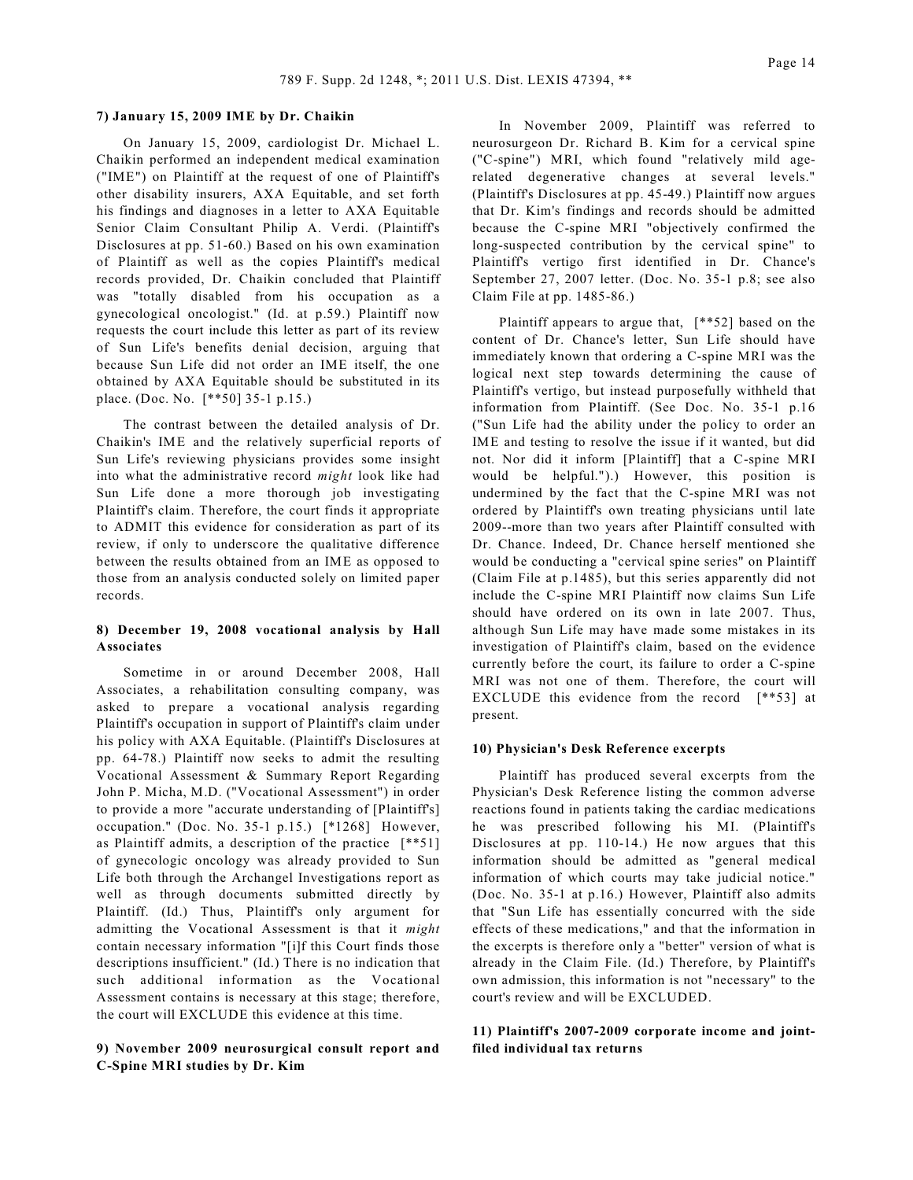### 7) January 15, 2009 IME by Dr. Chaikin

On January 15, 2009, cardiologist Dr. Michael L. Chaikin performed an independent medical examination ("IME") on Plaintiff at the request of one of Plaintiff's other disability insurers, AXA Equitable, and set forth his findings and diagnoses in a letter to AXA Equitable Senior Claim Consultant Philip A. Verdi. (Plaintiff's Disclosures at pp. 51-60.) Based on his own examination of Plaintiff as well as the copies Plaintiff's medical records provided, Dr. Chaikin concluded that Plaintiff was "totally disabled from his occupation as a gynecological oncologist." (Id. at p.59.) Plaintiff now requests the court include this letter as part of its review of Sun Life's benefits denial decision, arguing that because Sun Life did not order an IME itself, the one obtained by AXA Equitable should be substituted in its place. (Doc. No. [**50] 35-1 p.15.)

The contrast between the detailed analysis of Dr. Chaikin's IME and the relatively superficial reports of Sun Life's reviewing physicians provides some insight into what the administrative record *might* look like had Sun Life done a more thorough job investigating Plaintiff's claim. Therefore, the court finds it appropriate to ADMIT this evidence for consideration as part of its review, if only to underscore the qualitative difference between the results obtained from an IME as opposed to those from an analysis conducted solely on limited paper records.

### 8) December 19, 2008 vocational analysis by Hall Associates

Sometime in or around December 2008, Hall Associates, a rehabilitation consulting company, was asked to prepare a vocational analysis regarding Plaintiff's occupation in support of Plaintiff's claim under his policy with AXA Equitable. (Plaintiff's Disclosures at pp. 64-78.) Plaintiff now seeks to admit the resulting Vocational Assessment & Summary Report Regarding John P. Micha, M.D. ("Vocational Assessment") in order to provide a more "accurate understanding of [Plaintiff's] occupation." (Doc. No. 35-1 p.15.) [*1268] However, as Plaintiff admits, a description of the practice [**51] of gynecologic oncology was already provided to Sun Life both through the Archangel Investigations report as well as through documents submitted directly by Plaintiff. (Id.) Thus, Plaintiff's only argument for admitting the Vocational Assessment is that it *might* contain necessary information "[i]f this Court finds those descriptions insufficient." (Id.) There is no indication that such additional information as the Vocational Assessment contains is necessary at this stage; therefore, the court will EXCLUDE this evidence at this time.

### 9) November 2009 neurosurgical consult report and C-Spine MRI studies by Dr. Kim

In November 2009, Plaintiff was referred to neurosurgeon Dr. Richard B. Kim for a cervical spine ("C-spine") MRI, which found "relatively mild age-related degenerative changes at several levels." (Plaintiff's Disclosures at pp. 45-49.) Plaintiff now argues that Dr. Kim's findings and records should be admitted because the C-spine MRI "objectively confirmed the long-suspected contribution by the cervical spine" to Plaintiff's vertigo first identified in Dr. Chance's September 27, 2007 letter. (Doc. No. 35-1 p.8; see also Claim File at pp. 1485-86.)

Plaintiff appears to argue that, [**52] based on the content of Dr. Chance's letter, Sun Life should have immediately known that ordering a C-spine MRI was the logical next step towards determining the cause of Plaintiff's vertigo, but instead purposefully withheld that information from Plaintiff. (See Doc. No. 35-1 p.16 ("Sun Life had the ability under the policy to order an IME and testing to resolve the issue if it wanted, but did not. Nor did it inform [Plaintiff] that a C-spine MRI would be helpful.").) However, this position is undermined by the fact that the C-spine MRI was not ordered by Plaintiff's own treating physicians until late 2009--more than two years after Plaintiff consulted with Dr. Chance. Indeed, Dr. Chance herself mentioned she would be conducting a "cervical spine series" on Plaintiff (Claim File at p.1485), but this series apparently did not include the C-spine MRI Plaintiff now claims Sun Life should have ordered on its own in late 2007. Thus, although Sun Life may have made some mistakes in its investigation of Plaintiff's claim, based on the evidence currently before the court, its failure to order a C-spine MRI was not one of them. Therefore, the court will EXCLUDE this evidence from the record [**53] at present.

### 10) Physician's Desk Reference excerpts

Plaintiff has produced several excerpts from the Physician's Desk Reference listing the common adverse reactions found in patients taking the cardiac medications he was prescribed following his MI. (Plaintiff's Disclosures at pp. 110-14.) He now argues that this information should be admitted as "general medical information of which courts may take judicial notice." (Doc. No. 35-1 at p.16.) However, Plaintiff also admits that "Sun Life has essentially concurred with the side effects of these medications," and that the information in the excerpts is therefore only a "better" version of what is already in the Claim File. (Id.) Therefore, by Plaintiff's own admission, this information is not "necessary" to the court's review and will be EXCLUDED.

### 11) Plaintiff's 2007-2009 corporate income and joint-filed individual tax returns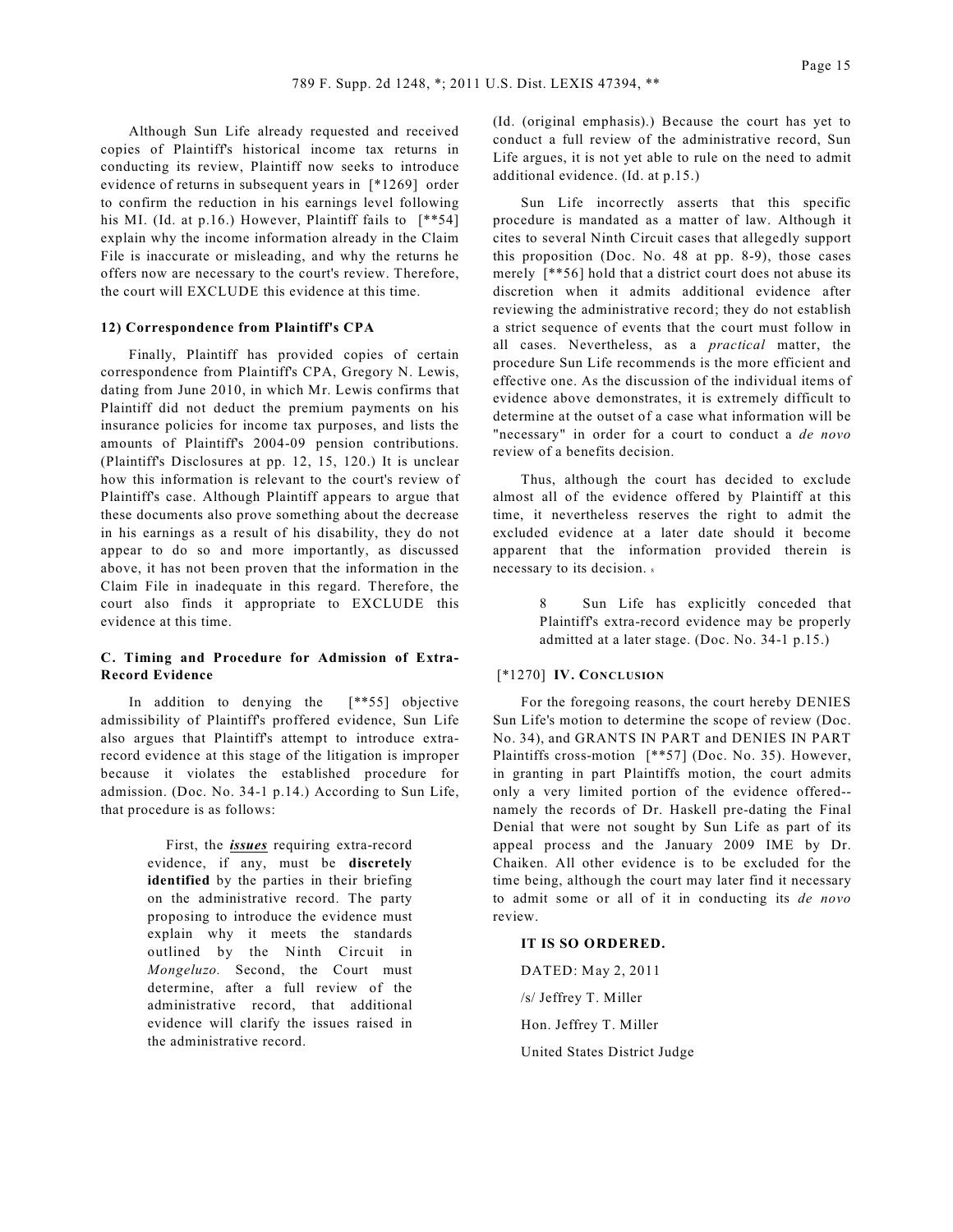Although Sun Life already requested and received copies of Plaintiff's historical income tax returns in conducting its review, Plaintiff now seeks to introduce evidence of returns in subsequent years in [*1269] order to confirm the reduction in his earnings level following his MI. (Id. at p.16.) However, Plaintiff fails to [**54] explain why the income information already in the Claim File is inaccurate or misleading, and why the returns he offers now are necessary to the court's review. Therefore, the court will EXCLUDE this evidence at this time.

**12) Correspondence from Plaintiff's CPA**

Finally, Plaintiff has provided copies of certain correspondence from Plaintiff's CPA, Gregory N. Lewis, dating from June 2010, in which Mr. Lewis confirms that Plaintiff did not deduct the premium payments on his insurance policies for income tax purposes, and lists the amounts of Plaintiff's 2004-09 pension contributions. (Plaintiff's Disclosures at pp. 12, 15, 120.) It is unclear how this information is relevant to the court's review of Plaintiff's case. Although Plaintiff appears to argue that these documents also prove something about the decrease in his earnings as a result of his disability, they do not appear to do so and more importantly, as discussed above, it has not been proven that the information in the Claim File in inadequate in this regard. Therefore, the court also finds it appropriate to EXCLUDE this evidence at this time.

### C. Timing and Procedure for Admission of Extra-Record Evidence

In addition to denying the [**55] objective admissibility of Plaintiff's proffered evidence, Sun Life also argues that Plaintiff's attempt to introduce extra-record evidence at this stage of the litigation is improper because it violates the established procedure for admission. (Doc. No. 34-1 p.14.) According to Sun Life, that procedure is as follows:

> First, the ***issues*** requiring extra-record evidence, if any, must be **discretely identified** by the parties in their briefing on the administrative record. The party proposing to introduce the evidence must explain why it meets the standards outlined by the Ninth Circuit in *Mongeluzo.* Second, the Court must determine, after a full review of the administrative record, that additional evidence will clarify the issues raised in the administrative record.

(Id. (original emphasis).) Because the court has yet to conduct a full review of the administrative record, Sun Life argues, it is not yet able to rule on the need to admit additional evidence. (Id. at p.15.)

Sun Life incorrectly asserts that this specific procedure is mandated as a matter of law. Although it cites to several Ninth Circuit cases that allegedly support this proposition (Doc. No. 48 at pp. 8-9), those cases merely [**56] hold that a district court does not abuse its discretion when it admits additional evidence after reviewing the administrative record; they do not establish a strict sequence of events that the court must follow in all cases. Nevertheless, as a *practical* matter, the procedure Sun Life recommends is the more efficient and effective one. As the discussion of the individual items of evidence above demonstrates, it is extremely difficult to determine at the outset of a case what information will be "necessary" in order for a court to conduct a *de novo* review of a benefits decision.

Thus, although the court has decided to exclude almost all of the evidence offered by Plaintiff at this time, it nevertheless reserves the right to admit the excluded evidence at a later date should it become apparent that the information provided therein is necessary to its decision. [8]

> 8 Sun Life has explicitly conceded that Plaintiff's extra-record evidence may be properly admitted at a later stage. (Doc. No. 34-1 p.15.)

## [*1270] IV. CONCLUSION

For the foregoing reasons, the court hereby DENIES Sun Life's motion to determine the scope of review (Doc. No. 34), and GRANTS IN PART and DENIES IN PART Plaintiffs cross-motion [**57] (Doc. No. 35). However, in granting in part Plaintiffs motion, the court admits only a very limited portion of the evidence offered--namely the records of Dr. Haskell pre-dating the Final Denial that were not sought by Sun Life as part of its appeal process and the January 2009 IME by Dr. Chaiken. All other evidence is to be excluded for the time being, although the court may later find it necessary to admit some or all of it in conducting its *de novo* review.

**IT IS SO ORDERED.**

DATED: May 2, 2011

/s/ Jeffrey T. Miller

Hon. Jeffrey T. Miller

United States District Judge